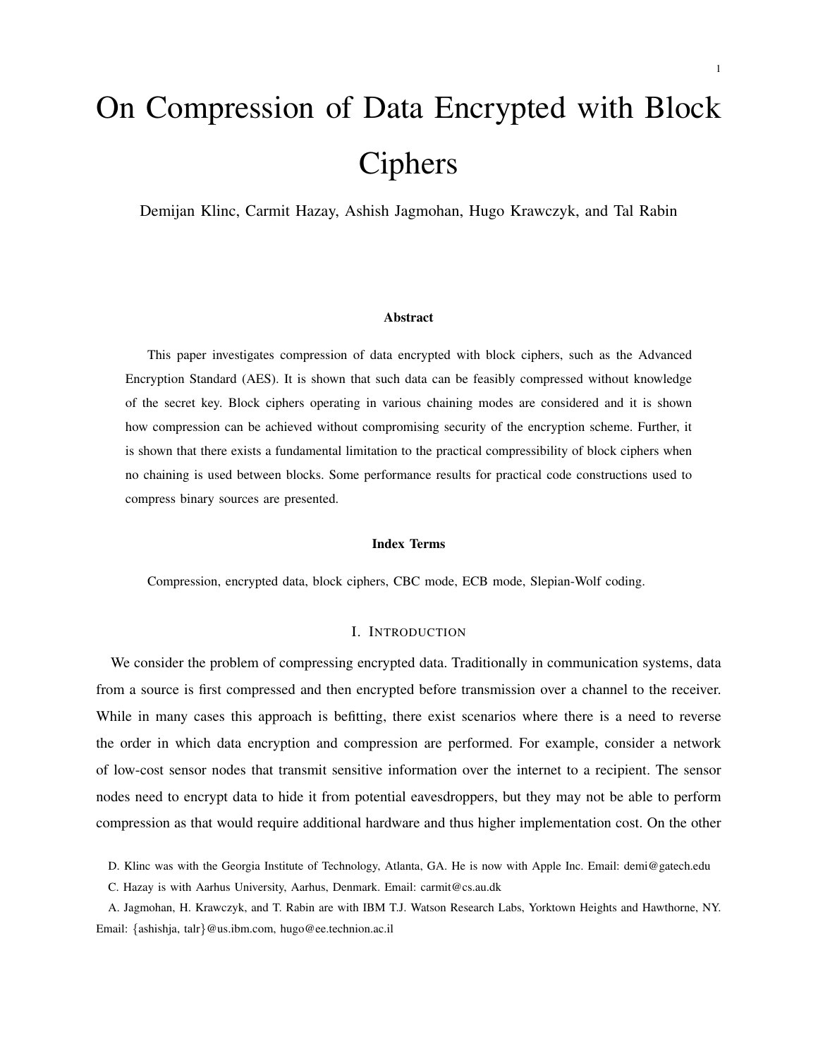# On Compression of Data Encrypted with Block Ciphers

Demijan Klinc, Carmit Hazay, Ashish Jagmohan, Hugo Krawczyk, and Tal Rabin

### Abstract

This paper investigates compression of data encrypted with block ciphers, such as the Advanced Encryption Standard (AES). It is shown that such data can be feasibly compressed without knowledge of the secret key. Block ciphers operating in various chaining modes are considered and it is shown how compression can be achieved without compromising security of the encryption scheme. Further, it is shown that there exists a fundamental limitation to the practical compressibility of block ciphers when no chaining is used between blocks. Some performance results for practical code constructions used to compress binary sources are presented.

### Index Terms

Compression, encrypted data, block ciphers, CBC mode, ECB mode, Slepian-Wolf coding.

## I. Introduction

We consider the problem of compressing encrypted data. Traditionally in communication systems, data from a source is first compressed and then encrypted before transmission over a channel to the receiver. While in many cases this approach is befitting, there exist scenarios where there is a need to reverse the order in which data encryption and compression are performed. For example, consider a network of low-cost sensor nodes that transmit sensitive information over the internet to a recipient. The sensor nodes need to encrypt data to hide it from potential eavesdroppers, but they may not be able to perform compression as that would require additional hardware and thus higher implementation cost. On the other

D. Klinc was with the Georgia Institute of Technology, Atlanta, GA. He is now with Apple Inc. Email: demi@gatech.edu

C. Hazay is with Aarhus University, Aarhus, Denmark. Email: carmit@cs.au.dk

A. Jagmohan, H. Krawczyk, and T. Rabin are with IBM T.J. Watson Research Labs, Yorktown Heights and Hawthorne, NY. Email: {ashishja, talr}@us.ibm.com, hugo@ee.technion.ac.il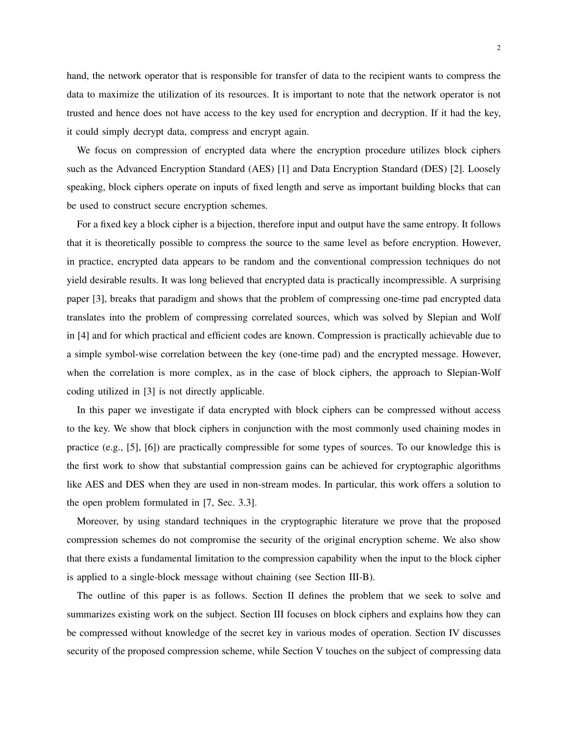hand, the network operator that is responsible for transfer of data to the recipient wants to compress the data to maximize the utilization of its resources. It is important to note that the network operator is not trusted and hence does not have access to the key used for encryption and decryption. If it had the key, it could simply decrypt data, compress and encrypt again.

We focus on compression of encrypted data where the encryption procedure utilizes block ciphers such as the Advanced Encryption Standard (AES) [1] and Data Encryption Standard (DES) [2]. Loosely speaking, block ciphers operate on inputs of fixed length and serve as important building blocks that can be used to construct secure encryption schemes.

For a fixed key a block cipher is a bijection, therefore input and output have the same entropy. It follows that it is theoretically possible to compress the source to the same level as before encryption. However, in practice, encrypted data appears to be random and the conventional compression techniques do not yield desirable results. It was long believed that encrypted data is practically incompressible. A surprising paper [3], breaks that paradigm and shows that the problem of compressing one-time pad encrypted data translates into the problem of compressing correlated sources, which was solved by Slepian and Wolf in [4] and for which practical and efficient codes are known. Compression is practically achievable due to a simple symbol-wise correlation between the key (one-time pad) and the encrypted message. However, when the correlation is more complex, as in the case of block ciphers, the approach to Slepian-Wolf coding utilized in [3] is not directly applicable.

In this paper we investigate if data encrypted with block ciphers can be compressed without access to the key. We show that block ciphers in conjunction with the most commonly used chaining modes in practice (e.g., [5], [6]) are practically compressible for some types of sources. To our knowledge this is the first work to show that substantial compression gains can be achieved for cryptographic algorithms like AES and DES when they are used in non-stream modes. In particular, this work offers a solution to the open problem formulated in [7, Sec. 3.3].

Moreover, by using standard techniques in the cryptographic literature we prove that the proposed compression schemes do not compromise the security of the original encryption scheme. We also show that there exists a fundamental limitation to the compression capability when the input to the block cipher is applied to a single-block message without chaining (see Section III-B).

The outline of this paper is as follows. Section II defines the problem that we seek to solve and summarizes existing work on the subject. Section III focuses on block ciphers and explains how they can be compressed without knowledge of the secret key in various modes of operation. Section IV discusses security of the proposed compression scheme, while Section V touches on the subject of compressing data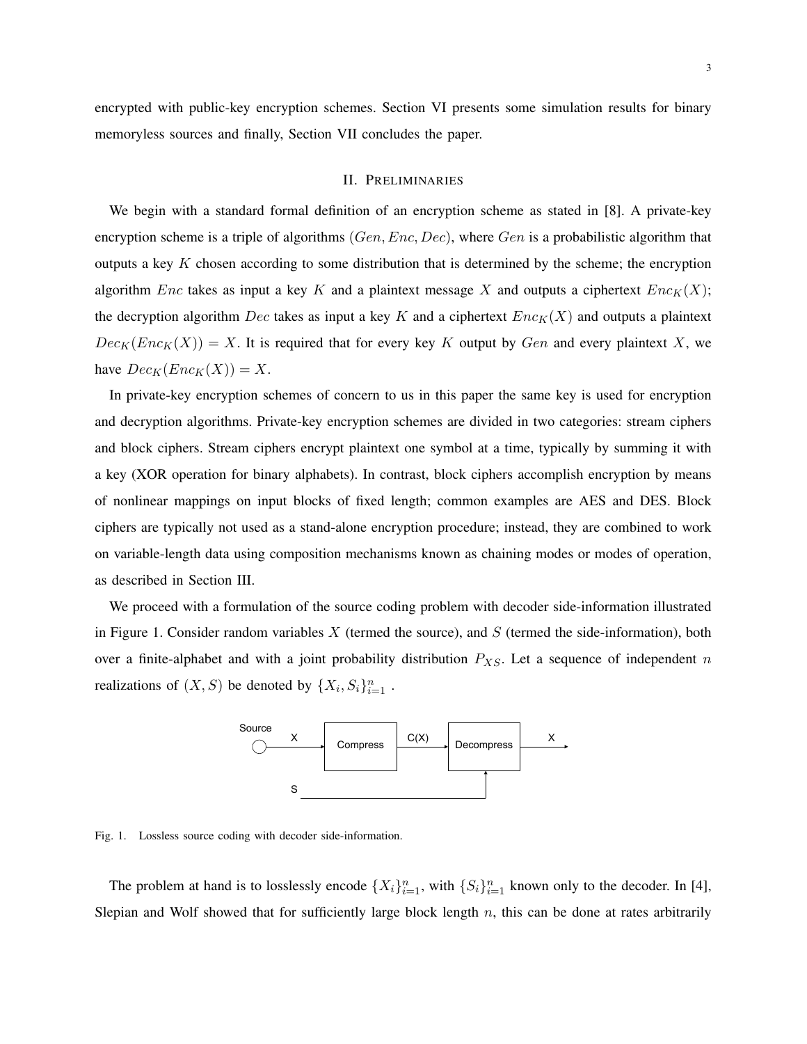encrypted with public-key encryption schemes. Section VI presents some simulation results for binary memoryless sources and finally, Section VII concludes the paper.

## II. Preliminaries

We begin with a standard formal definition of an encryption scheme as stated in [8]. A private-key encryption scheme is a triple of algorithms $(Gen, Enc, Dec)$, where $Gen$ is a probabilistic algorithm that outputs a key $K$ chosen according to some distribution that is determined by the scheme; the encryption algorithm $Enc$ takes as input a key $K$ and a plaintext message $X$ and outputs a ciphertext $Enc_K(X)$; the decryption algorithm $Dec$ takes as input a key $K$ and a ciphertext $Enc_K(X)$ and outputs a plaintext $Dec_K(Enc_K(X)) = X$. It is required that for every key $K$ output by $Gen$ and every plaintext $X$, we have $Dec_K(Enc_K(X)) = X$.

In private-key encryption schemes of concern to us in this paper the same key is used for encryption and decryption algorithms. Private-key encryption schemes are divided in two categories: stream ciphers and block ciphers. Stream ciphers encrypt plaintext one symbol at a time, typically by summing it with a key (XOR operation for binary alphabets). In contrast, block ciphers accomplish encryption by means of nonlinear mappings on input blocks of fixed length; common examples are AES and DES. Block ciphers are typically not used as a stand-alone encryption procedure; instead, they are combined to work on variable-length data using composition mechanisms known as chaining modes or modes of operation, as described in Section III.

We proceed with a formulation of the source coding problem with decoder side-information illustrated in Figure 1. Consider random variables $X$ (termed the source), and $S$ (termed the side-information), both over a finite-alphabet and with a joint probability distribution $P_{XS}$. Let a sequence of independent $n$ realizations of $(X, S)$ be denoted by $\{X_i, S_i\}_{i=1}^n$ .

Fig. 1. Lossless source coding with decoder side-information.

The problem at hand is to losslessly encode $\{X_i\}_{i=1}^n$, with $\{S_i\}_{i=1}^n$ known only to the decoder. In [4], Slepian and Wolf showed that for sufficiently large block length $n$, this can be done at rates arbitrarily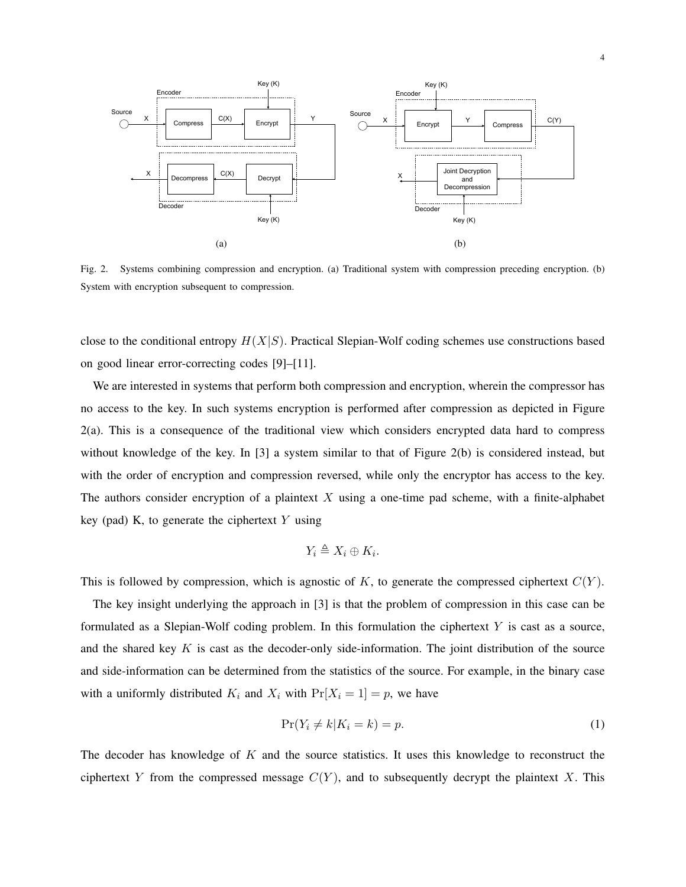Fig. 2. Systems combining compression and encryption. (a) Traditional system with compression preceding encryption. (b) System with encryption subsequent to compression.

close to the conditional entropy $H(X|S)$. Practical Slepian-Wolf coding schemes use constructions based on good linear error-correcting codes [9]–[11].

We are interested in systems that perform both compression and encryption, wherein the compressor has no access to the key. In such systems encryption is performed after compression as depicted in Figure 2(a). This is a consequence of the traditional view which considers encrypted data hard to compress without knowledge of the key. In [3] a system similar to that of Figure 2(b) is considered instead, but with the order of encryption and compression reversed, while only the encryptor has access to the key. The authors consider encryption of a plaintext $X$ using a one-time pad scheme, with a finite-alphabet key (pad) K, to generate the ciphertext $Y$ using

$$Y_i \triangleq X_i \oplus K_i.$$

This is followed by compression, which is agnostic of $K$, to generate the compressed ciphertext $C(Y)$.

The key insight underlying the approach in [3] is that the problem of compression in this case can be formulated as a Slepian-Wolf coding problem. In this formulation the ciphertext $Y$ is cast as a source, and the shared key $K$ is cast as the decoder-only side-information. The joint distribution of the source and side-information can be determined from the statistics of the source. For example, in the binary case with a uniformly distributed $K_i$ and $X_i$ with $\Pr[X_i = 1] = p$, we have

$$\Pr(Y_i \neq k | K_i = k) = p. \tag{1}$$

The decoder has knowledge of $K$ and the source statistics. It uses this knowledge to reconstruct the ciphertext $Y$ from the compressed message $C(Y)$, and to subsequently decrypt the plaintext $X$. This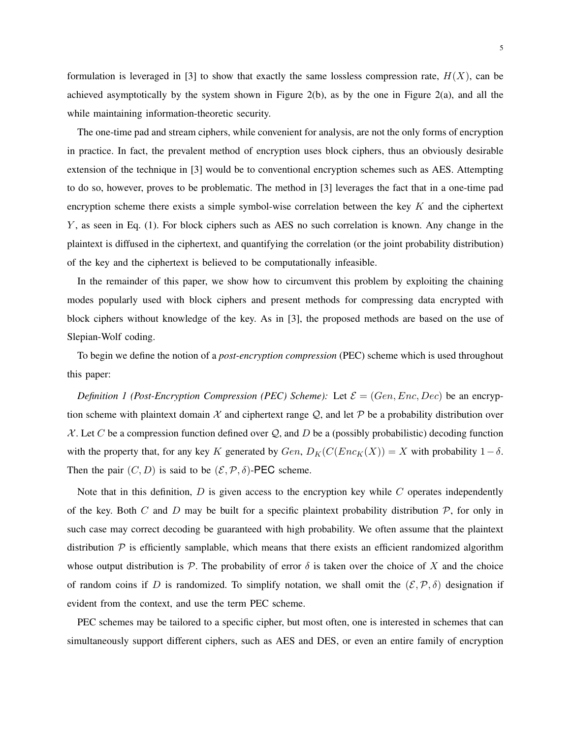formulation is leveraged in [3] to show that exactly the same lossless compression rate, $H(X)$, can be achieved asymptotically by the system shown in Figure 2(b), as by the one in Figure 2(a), and all the while maintaining information-theoretic security.

The one-time pad and stream ciphers, while convenient for analysis, are not the only forms of encryption in practice. In fact, the prevalent method of encryption uses block ciphers, thus an obviously desirable extension of the technique in [3] would be to conventional encryption schemes such as AES. Attempting to do so, however, proves to be problematic. The method in [3] leverages the fact that in a one-time pad encryption scheme there exists a simple symbol-wise correlation between the key $K$ and the ciphertext $Y$, as seen in Eq. (1). For block ciphers such as AES no such correlation is known. Any change in the plaintext is diffused in the ciphertext, and quantifying the correlation (or the joint probability distribution) of the key and the ciphertext is believed to be computationally infeasible.

In the remainder of this paper, we show how to circumvent this problem by exploiting the chaining modes popularly used with block ciphers and present methods for compressing data encrypted with block ciphers without knowledge of the key. As in [3], the proposed methods are based on the use of Slepian-Wolf coding.

To begin we define the notion of a *post-encryption compression* (PEC) scheme which is used throughout this paper:

*Definition 1 (Post-Encryption Compression (PEC) Scheme):* Let $\mathcal{E} = (Gen, Enc, Dec)$ be an encryption scheme with plaintext domain $\mathcal{X}$ and ciphertext range $\mathcal{Q}$, and let $\mathcal{P}$ be a probability distribution over $\mathcal{X}$. Let $C$ be a compression function defined over $\mathcal{Q}$, and $D$ be a (possibly probabilistic) decoding function with the property that, for any key $K$ generated by $Gen$, $D_K(C(Enc_K(X)) = X$ with probability $1-\delta$. Then the pair $(C, D)$ is said to be $(\mathcal{E}, \mathcal{P}, \delta)$-PEC scheme.

Note that in this definition, $D$ is given access to the encryption key while $C$ operates independently of the key. Both $C$ and $D$ may be built for a specific plaintext probability distribution $\mathcal{P}$, for only in such case may correct decoding be guaranteed with high probability. We often assume that the plaintext distribution $\mathcal{P}$ is efficiently samplable, which means that there exists an efficient randomized algorithm whose output distribution is $\mathcal{P}$. The probability of error $\delta$ is taken over the choice of $X$ and the choice of random coins if $D$ is randomized. To simplify notation, we shall omit the $(\mathcal{E}, \mathcal{P}, \delta)$ designation if evident from the context, and use the term PEC scheme.

PEC schemes may be tailored to a specific cipher, but most often, one is interested in schemes that can simultaneously support different ciphers, such as AES and DES, or even an entire family of encryption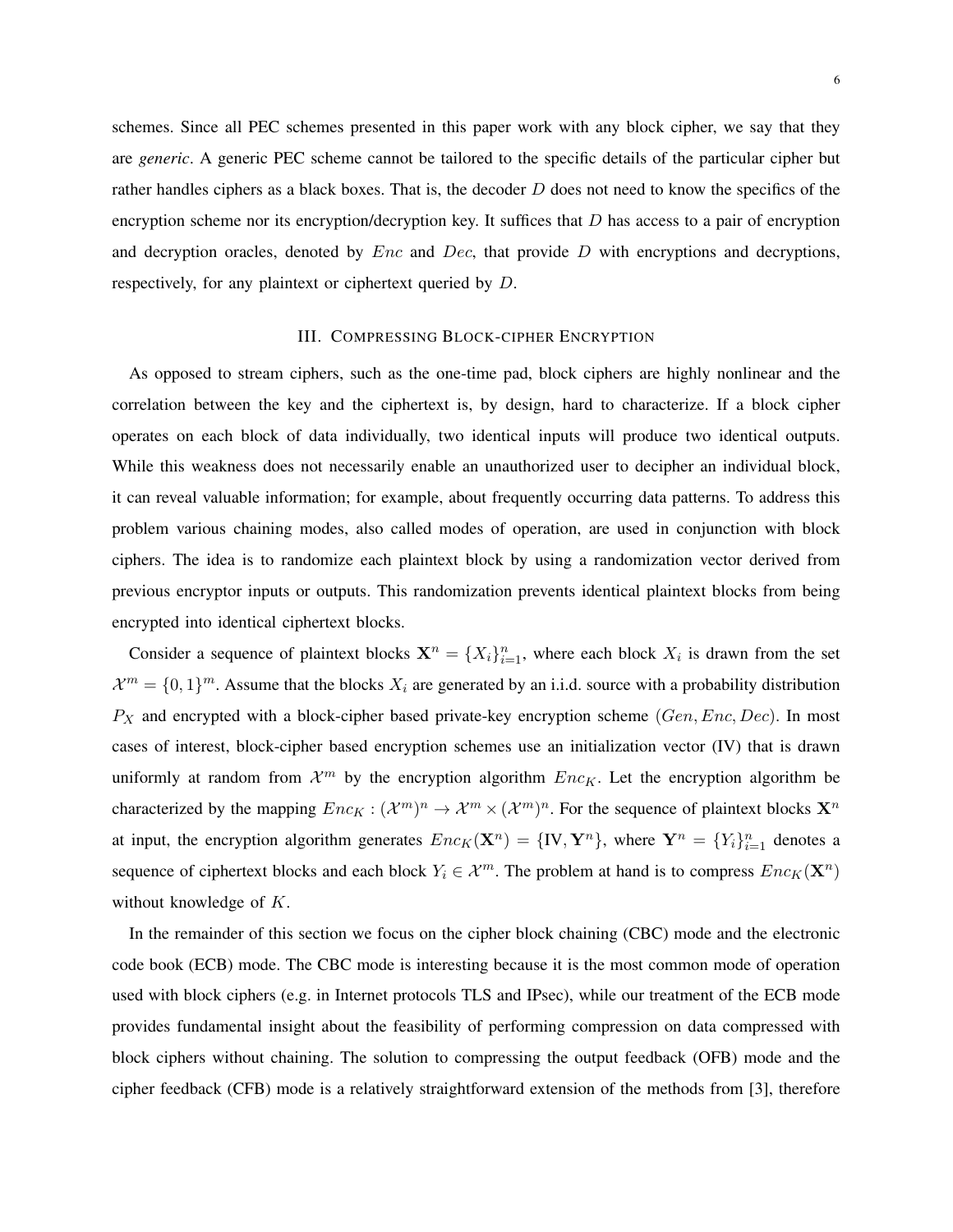schemes. Since all PEC schemes presented in this paper work with any block cipher, we say that they are *generic*. A generic PEC scheme cannot be tailored to the specific details of the particular cipher but rather handles ciphers as a black boxes. That is, the decoder $D$ does not need to know the specifics of the encryption scheme nor its encryption/decryption key. It suffices that $D$ has access to a pair of encryption and decryption oracles, denoted by $Enc$ and $Dec$, that provide $D$ with encryptions and decryptions, respectively, for any plaintext or ciphertext queried by $D$.

## III. Compressing Block-cipher Encryption

As opposed to stream ciphers, such as the one-time pad, block ciphers are highly nonlinear and the correlation between the key and the ciphertext is, by design, hard to characterize. If a block cipher operates on each block of data individually, two identical inputs will produce two identical outputs. While this weakness does not necessarily enable an unauthorized user to decipher an individual block, it can reveal valuable information; for example, about frequently occurring data patterns. To address this problem various chaining modes, also called modes of operation, are used in conjunction with block ciphers. The idea is to randomize each plaintext block by using a randomization vector derived from previous encryptor inputs or outputs. This randomization prevents identical plaintext blocks from being encrypted into identical ciphertext blocks.

Consider a sequence of plaintext blocks $\mathbf{X}^n = \{X_i\}_{i=1}^n$, where each block $X_i$ is drawn from the set $\mathcal{X}^m = \{0,1\}^m$. Assume that the blocks $X_i$ are generated by an i.i.d. source with a probability distribution $P_X$ and encrypted with a block-cipher based private-key encryption scheme $(Gen, Enc, Dec)$. In most cases of interest, block-cipher based encryption schemes use an initialization vector (IV) that is drawn uniformly at random from $\mathcal{X}^m$ by the encryption algorithm $Enc_K$. Let the encryption algorithm be characterized by the mapping $Enc_K : (\mathcal{X}^m)^n \to \mathcal{X}^m \times (\mathcal{X}^m)^n$. For the sequence of plaintext blocks $\mathbf{X}^n$ at input, the encryption algorithm generates $Enc_K(\mathbf{X}^n) = \{\text{IV}, \mathbf{Y}^n\}$, where $\mathbf{Y}^n = \{Y_i\}_{i=1}^n$ denotes a sequence of ciphertext blocks and each block $Y_i \in \mathcal{X}^m$. The problem at hand is to compress $Enc_K(\mathbf{X}^n)$ without knowledge of $K$.

In the remainder of this section we focus on the cipher block chaining (CBC) mode and the electronic code book (ECB) mode. The CBC mode is interesting because it is the most common mode of operation used with block ciphers (e.g. in Internet protocols TLS and IPsec), while our treatment of the ECB mode provides fundamental insight about the feasibility of performing compression on data compressed with block ciphers without chaining. The solution to compressing the output feedback (OFB) mode and the cipher feedback (CFB) mode is a relatively straightforward extension of the methods from [3], therefore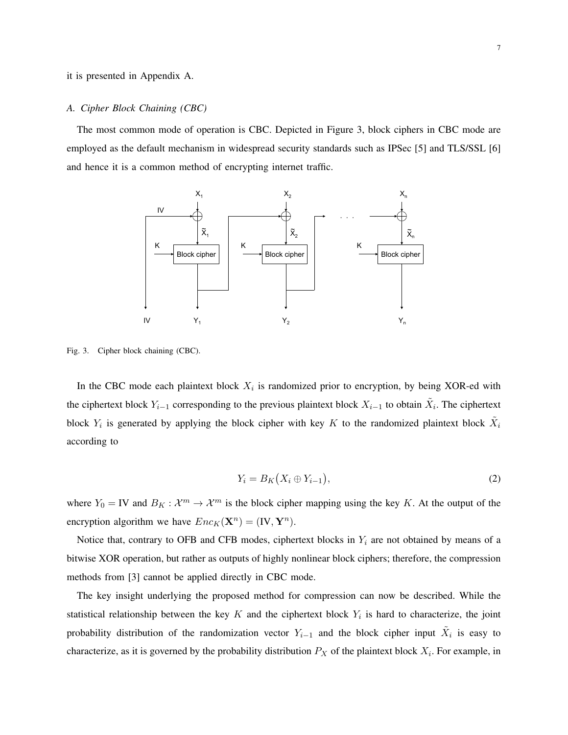it is presented in Appendix A.

### A. Cipher Block Chaining (CBC)

The most common mode of operation is CBC. Depicted in Figure 3, block ciphers in CBC mode are employed as the default mechanism in widespread security standards such as IPSec [5] and TLS/SSL [6] and hence it is a common method of encrypting internet traffic.

Fig. 3. Cipher block chaining (CBC).

In the CBC mode each plaintext block $X_i$ is randomized prior to encryption, by being XOR-ed with the ciphertext block $Y_{i-1}$ corresponding to the previous plaintext block $X_{i-1}$ to obtain $\tilde{X}_i$. The ciphertext block $Y_i$ is generated by applying the block cipher with key $K$ to the randomized plaintext block $\tilde{X}_i$ according to

$$Y_i = B_K\big(X_i \oplus Y_{i-1}\big), \tag{2}$$

where $Y_0 = \text{IV}$ and $B_K : \mathcal{X}^m \to \mathcal{X}^m$ is the block cipher mapping using the key $K$. At the output of the encryption algorithm we have $Enc_K(\mathbf{X}^n) = (\text{IV}, \mathbf{Y}^n)$.

Notice that, contrary to OFB and CFB modes, ciphertext blocks in $Y_i$ are not obtained by means of a bitwise XOR operation, but rather as outputs of highly nonlinear block ciphers; therefore, the compression methods from [3] cannot be applied directly in CBC mode.

The key insight underlying the proposed method for compression can now be described. While the statistical relationship between the key $K$ and the ciphertext block $Y_i$ is hard to characterize, the joint probability distribution of the randomization vector $Y_{i-1}$ and the block cipher input $\tilde{X}_i$ is easy to characterize, as it is governed by the probability distribution $P_X$ of the plaintext block $X_i$. For example, in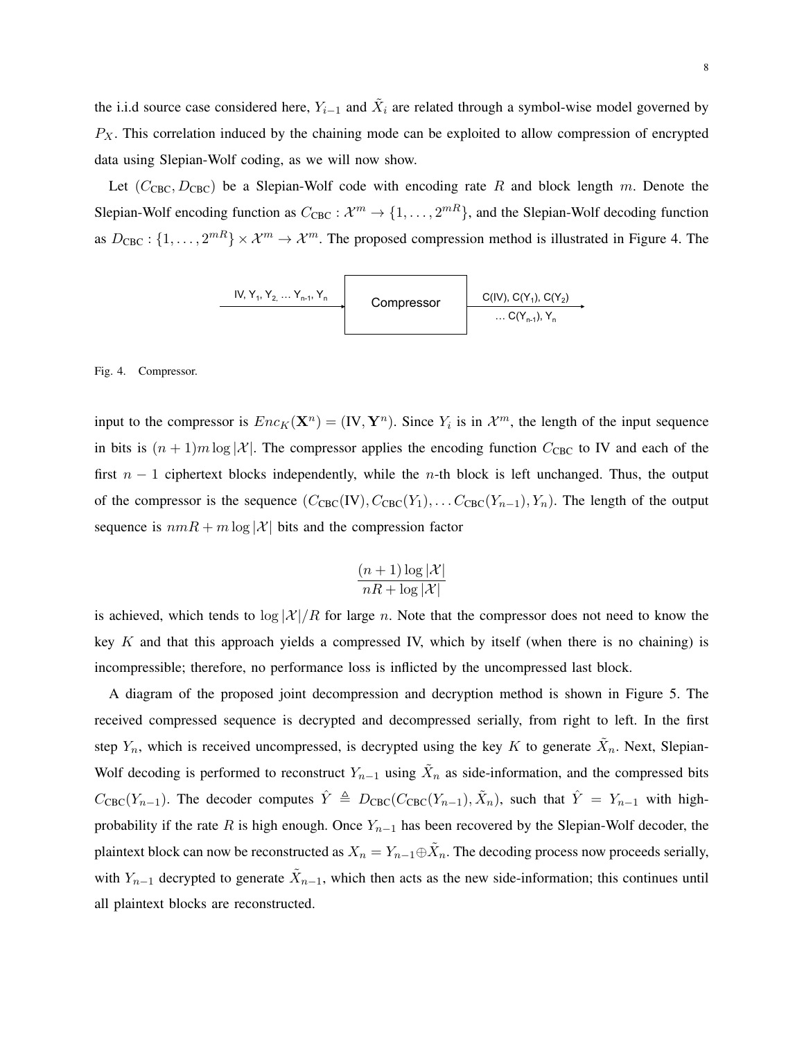the i.i.d source case considered here, $Y_{i-1}$ and $\tilde{X}_i$ are related through a symbol-wise model governed by $P_X$. This correlation induced by the chaining mode can be exploited to allow compression of encrypted data using Slepian-Wolf coding, as we will now show.

Let $(C_{\text{CBC}}, D_{\text{CBC}})$ be a Slepian-Wolf code with encoding rate $R$ and block length $m$. Denote the Slepian-Wolf encoding function as $C_{\text{CBC}} : \mathcal{X}^m \to \{1, \ldots, 2^{mR}\}$, and the Slepian-Wolf decoding function as $D_{\text{CBC}} : \{1, \ldots, 2^{mR}\} \times \mathcal{X}^m \to \mathcal{X}^m$. The proposed compression method is illustrated in Figure 4. The

IV, Y1, Y2, ... Yn-1, Yn → Compressor → C(IV), C(Y1), C(Y2) ... C(Yn-1), Yn

Fig. 4. Compressor.

input to the compressor is $Enc_K(\mathbf{X}^n) = (\text{IV}, \mathbf{Y}^n)$. Since $Y_i$ is in $\mathcal{X}^m$, the length of the input sequence in bits is $(n+1)m \log |\mathcal{X}|$. The compressor applies the encoding function $C_{\text{CBC}}$ to IV and each of the first $n-1$ ciphertext blocks independently, while the $n$-th block is left unchanged. Thus, the output of the compressor is the sequence $(C_{\text{CBC}}(\text{IV}), C_{\text{CBC}}(Y_1), \ldots C_{\text{CBC}}(Y_{n-1}), Y_n)$. The length of the output sequence is $nmR + m \log |\mathcal{X}|$ bits and the compression factor

$$\frac{(n+1)\log|\mathcal{X}|}{nR + \log|\mathcal{X}|}$$

is achieved, which tends to $\log|\mathcal{X}|/R$ for large $n$. Note that the compressor does not need to know the key $K$ and that this approach yields a compressed IV, which by itself (when there is no chaining) is incompressible; therefore, no performance loss is inflicted by the uncompressed last block.

A diagram of the proposed joint decompression and decryption method is shown in Figure 5. The received compressed sequence is decrypted and decompressed serially, from right to left. In the first step $Y_n$, which is received uncompressed, is decrypted using the key $K$ to generate $\tilde{X}_n$. Next, Slepian-Wolf decoding is performed to reconstruct $Y_{n-1}$ using $\tilde{X}_n$ as side-information, and the compressed bits $C_{\text{CBC}}(Y_{n-1})$. The decoder computes $\hat{Y} \triangleq D_{\text{CBC}}(C_{\text{CBC}}(Y_{n-1}), \tilde{X}_n)$, such that $\hat{Y} = Y_{n-1}$ with high-probability if the rate $R$ is high enough. Once $Y_{n-1}$ has been recovered by the Slepian-Wolf decoder, the plaintext block can now be reconstructed as $X_n = Y_{n-1} \oplus \tilde{X}_n$. The decoding process now proceeds serially, with $Y_{n-1}$ decrypted to generate $\tilde{X}_{n-1}$, which then acts as the new side-information; this continues until all plaintext blocks are reconstructed.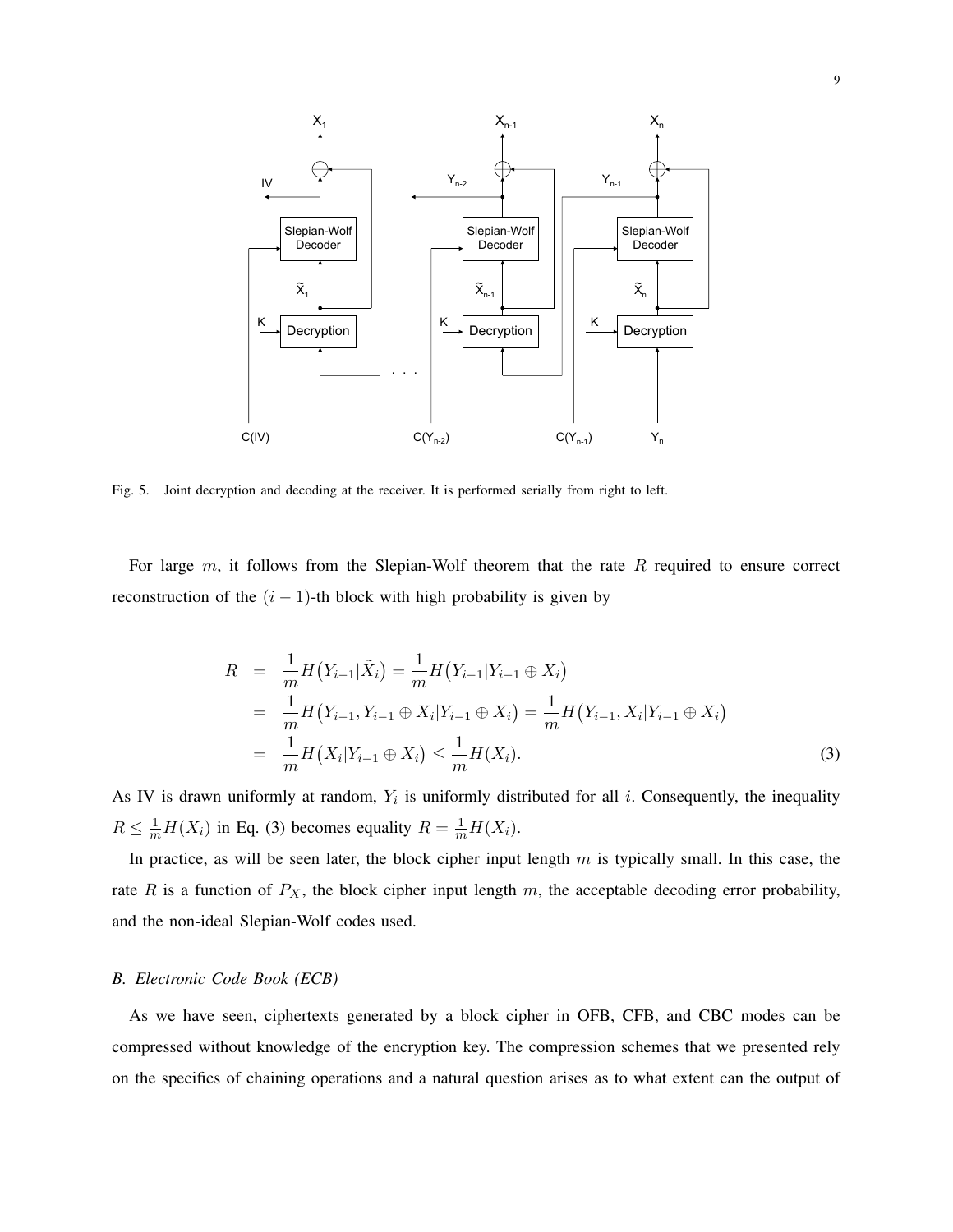Fig. 5. Joint decryption and decoding at the receiver. It is performed serially from right to left.

For large $m$, it follows from the Slepian-Wolf theorem that the rate $R$ required to ensure correct reconstruction of the $(i-1)$-th block with high probability is given by

$$
\begin{aligned}
R &= \frac{1}{m}H\big(Y_{i-1}|\tilde{X}_i\big) = \frac{1}{m}H\big(Y_{i-1}|Y_{i-1}\oplus X_i\big) \\
&= \frac{1}{m}H\big(Y_{i-1}, Y_{i-1}\oplus X_i|Y_{i-1}\oplus X_i\big) = \frac{1}{m}H\big(Y_{i-1}, X_i|Y_{i-1}\oplus X_i\big) \\
&= \frac{1}{m}H\big(X_i|Y_{i-1}\oplus X_i\big) \leq \frac{1}{m}H(X_i).
\end{aligned} \tag{3}
$$

As IV is drawn uniformly at random, $Y_i$ is uniformly distributed for all $i$. Consequently, the inequality $R \leq \frac{1}{m}H(X_i)$ in Eq. (3) becomes equality $R = \frac{1}{m}H(X_i)$.

In practice, as will be seen later, the block cipher input length $m$ is typically small. In this case, the rate $R$ is a function of $P_X$, the block cipher input length $m$, the acceptable decoding error probability, and the non-ideal Slepian-Wolf codes used.

### *B. Electronic Code Book (ECB)*

As we have seen, ciphertexts generated by a block cipher in OFB, CFB, and CBC modes can be compressed without knowledge of the encryption key. The compression schemes that we presented rely on the specifics of chaining operations and a natural question arises as to what extent can the output of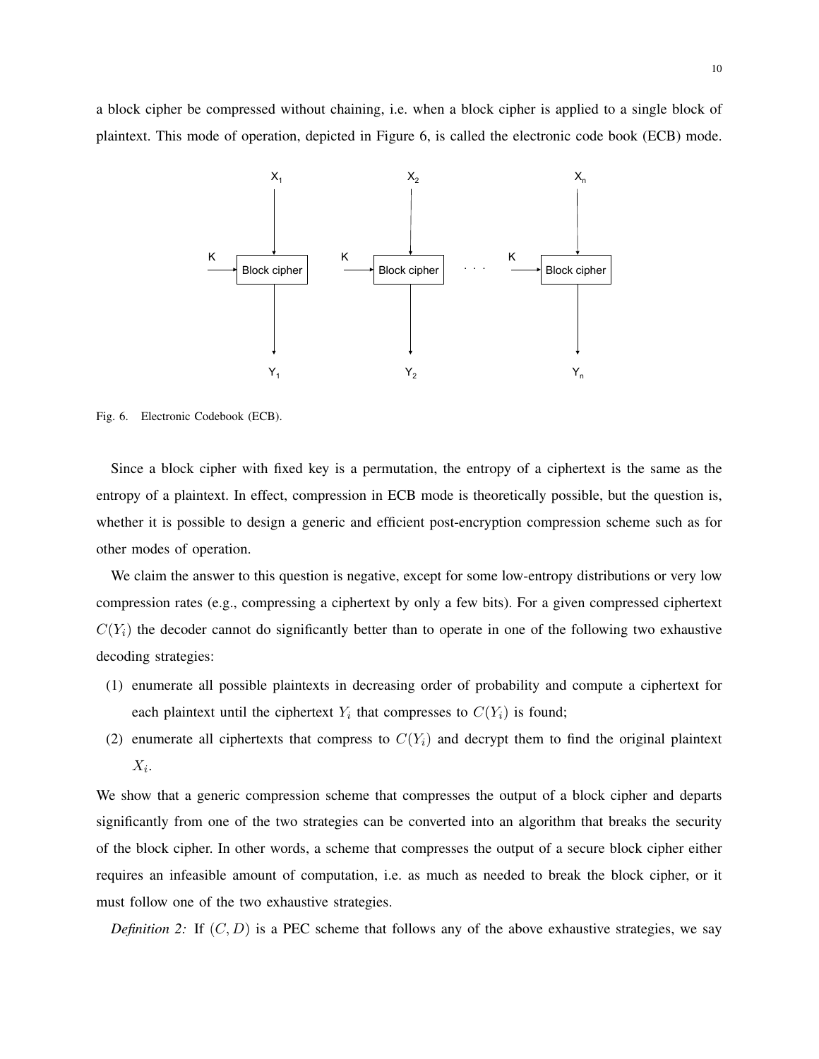a block cipher be compressed without chaining, i.e. when a block cipher is applied to a single block of plaintext. This mode of operation, depicted in Figure 6, is called the electronic code book (ECB) mode.

Fig. 6. Electronic Codebook (ECB).

Since a block cipher with fixed key is a permutation, the entropy of a ciphertext is the same as the entropy of a plaintext. In effect, compression in ECB mode is theoretically possible, but the question is, whether it is possible to design a generic and efficient post-encryption compression scheme such as for other modes of operation.

We claim the answer to this question is negative, except for some low-entropy distributions or very low compression rates (e.g., compressing a ciphertext by only a few bits). For a given compressed ciphertext $C(Y_i)$ the decoder cannot do significantly better than to operate in one of the following two exhaustive decoding strategies:

(1) enumerate all possible plaintexts in decreasing order of probability and compute a ciphertext for each plaintext until the ciphertext $Y_i$ that compresses to $C(Y_i)$ is found;

(2) enumerate all ciphertexts that compress to $C(Y_i)$ and decrypt them to find the original plaintext $X_i$.

We show that a generic compression scheme that compresses the output of a block cipher and departs significantly from one of the two strategies can be converted into an algorithm that breaks the security of the block cipher. In other words, a scheme that compresses the output of a secure block cipher either requires an infeasible amount of computation, i.e. as much as needed to break the block cipher, or it must follow one of the two exhaustive strategies.

*Definition 2:* If $(C, D)$ is a PEC scheme that follows any of the above exhaustive strategies, we say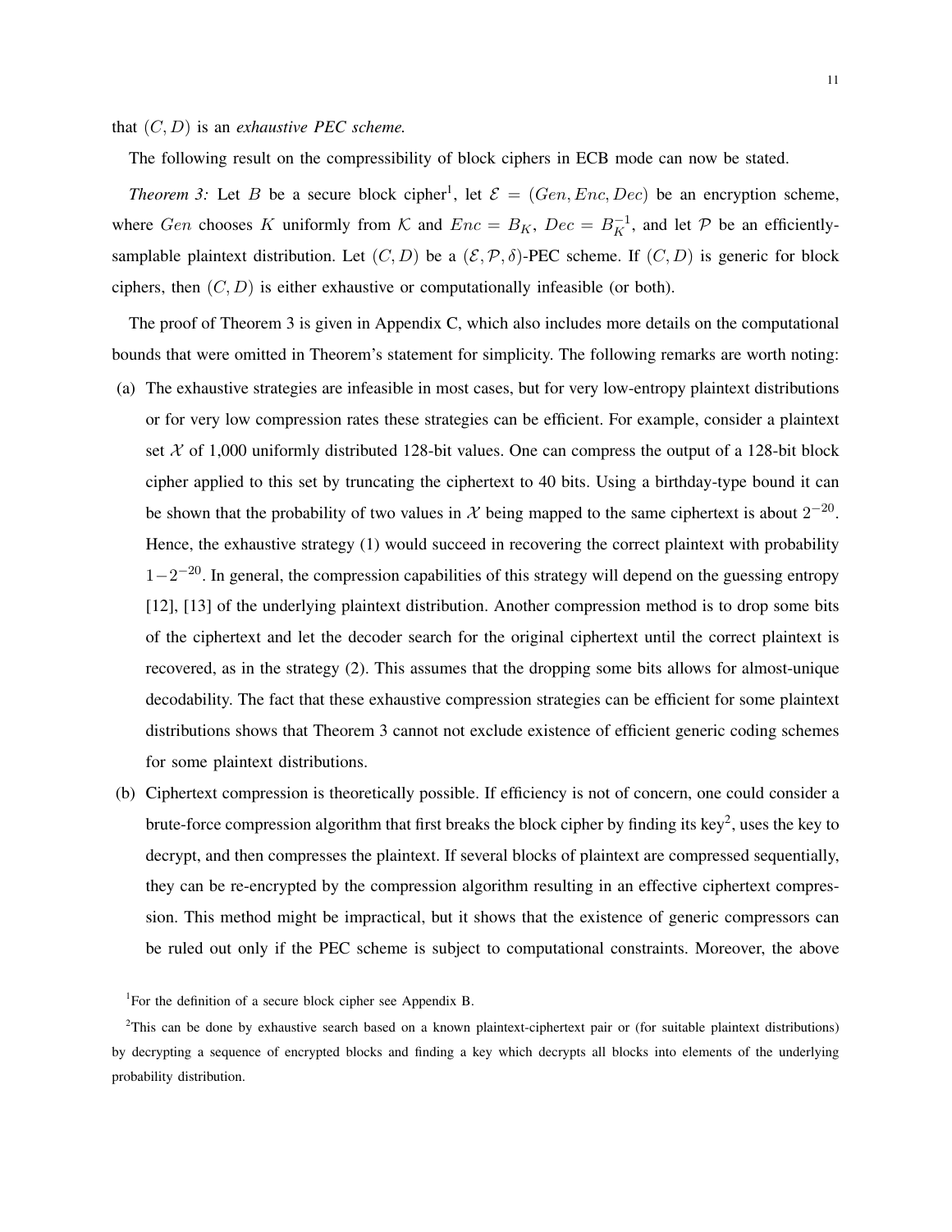that $(C, D)$ is an *exhaustive PEC scheme.*

The following result on the compressibility of block ciphers in ECB mode can now be stated.

*Theorem 3:* Let $B$ be a secure block cipher[1], let $\mathcal{E} = (Gen, Enc, Dec)$ be an encryption scheme, where $Gen$ chooses $K$ uniformly from $\mathcal{K}$ and $Enc = B_K$, $Dec = B_K^{-1}$, and let $\mathcal{P}$ be an efficiently-samplable plaintext distribution. Let $(C, D)$ be a $(\mathcal{E}, \mathcal{P}, \delta)$-PEC scheme. If $(C, D)$ is generic for block ciphers, then $(C, D)$ is either exhaustive or computationally infeasible (or both).

The proof of Theorem 3 is given in Appendix C, which also includes more details on the computational bounds that were omitted in Theorem's statement for simplicity. The following remarks are worth noting:

(a) The exhaustive strategies are infeasible in most cases, but for very low-entropy plaintext distributions or for very low compression rates these strategies can be efficient. For example, consider a plaintext set $\mathcal{X}$ of 1,000 uniformly distributed 128-bit values. One can compress the output of a 128-bit block cipher applied to this set by truncating the ciphertext to 40 bits. Using a birthday-type bound it can be shown that the probability of two values in $\mathcal{X}$ being mapped to the same ciphertext is about $2^{-20}$. Hence, the exhaustive strategy (1) would succeed in recovering the correct plaintext with probability $1-2^{-20}$. In general, the compression capabilities of this strategy will depend on the guessing entropy [12], [13] of the underlying plaintext distribution. Another compression method is to drop some bits of the ciphertext and let the decoder search for the original ciphertext until the correct plaintext is recovered, as in the strategy (2). This assumes that the dropping some bits allows for almost-unique decodability. The fact that these exhaustive compression strategies can be efficient for some plaintext distributions shows that Theorem 3 cannot not exclude existence of efficient generic coding schemes for some plaintext distributions.

(b) Ciphertext compression is theoretically possible. If efficiency is not of concern, one could consider a brute-force compression algorithm that first breaks the block cipher by finding its key[2], uses the key to decrypt, and then compresses the plaintext. If several blocks of plaintext are compressed sequentially, they can be re-encrypted by the compression algorithm resulting in an effective ciphertext compression. This method might be impractical, but it shows that the existence of generic compressors can be ruled out only if the PEC scheme is subject to computational constraints. Moreover, the above

[1]For the definition of a secure block cipher see Appendix B.

[2]This can be done by exhaustive search based on a known plaintext-ciphertext pair or (for suitable plaintext distributions) by decrypting a sequence of encrypted blocks and finding a key which decrypts all blocks into elements of the underlying probability distribution.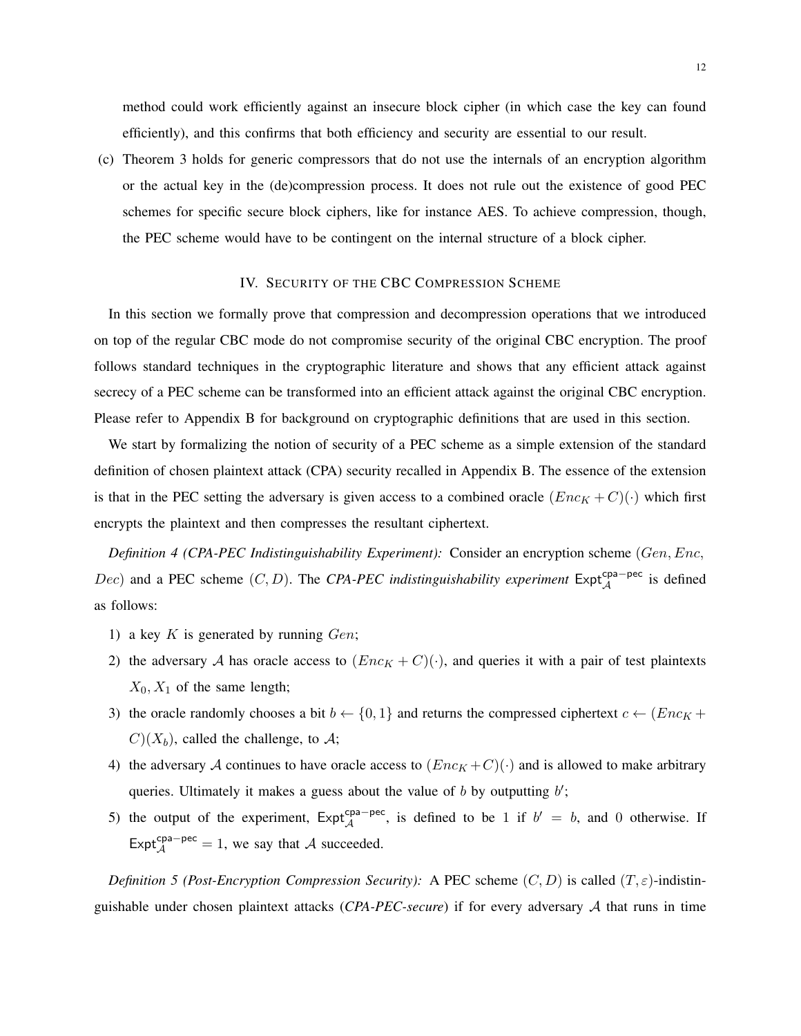method could work efficiently against an insecure block cipher (in which case the key can found efficiently), and this confirms that both efficiency and security are essential to our result.

(c) Theorem 3 holds for generic compressors that do not use the internals of an encryption algorithm or the actual key in the (de)compression process. It does not rule out the existence of good PEC schemes for specific secure block ciphers, like for instance AES. To achieve compression, though, the PEC scheme would have to be contingent on the internal structure of a block cipher.

## IV. Security of the CBC Compression Scheme

In this section we formally prove that compression and decompression operations that we introduced on top of the regular CBC mode do not compromise security of the original CBC encryption. The proof follows standard techniques in the cryptographic literature and shows that any efficient attack against secrecy of a PEC scheme can be transformed into an efficient attack against the original CBC encryption. Please refer to Appendix B for background on cryptographic definitions that are used in this section.

We start by formalizing the notion of security of a PEC scheme as a simple extension of the standard definition of chosen plaintext attack (CPA) security recalled in Appendix B. The essence of the extension is that in the PEC setting the adversary is given access to a combined oracle $(Enc_K + C)(\cdot)$ which first encrypts the plaintext and then compresses the resultant ciphertext.

*Definition 4 (CPA-PEC Indistinguishability Experiment):* Consider an encryption scheme $(Gen, Enc, Dec)$ and a PEC scheme $(C, D)$. The *CPA-PEC indistinguishability experiment* $\mathsf{Expt}_{\mathcal{A}}^{\mathsf{cpa-pec}}$ is defined as follows:

1) a key $K$ is generated by running $Gen$;
2) the adversary $\mathcal{A}$ has oracle access to $(Enc_K + C)(\cdot)$, and queries it with a pair of test plaintexts $X_0, X_1$ of the same length;
3) the oracle randomly chooses a bit $b \leftarrow \{0, 1\}$ and returns the compressed ciphertext $c \leftarrow (Enc_K + C)(X_b)$, called the challenge, to $\mathcal{A}$;
4) the adversary $\mathcal{A}$ continues to have oracle access to $(Enc_K + C)(\cdot)$ and is allowed to make arbitrary queries. Ultimately it makes a guess about the value of $b$ by outputting $b'$;
5) the output of the experiment, $\mathsf{Expt}_{\mathcal{A}}^{\mathsf{cpa-pec}}$, is defined to be 1 if $b' = b$, and 0 otherwise. If $\mathsf{Expt}_{\mathcal{A}}^{\mathsf{cpa-pec}} = 1$, we say that $\mathcal{A}$ succeeded.

*Definition 5 (Post-Encryption Compression Security):* A PEC scheme $(C, D)$ is called $(T, \varepsilon)$-indistinguishable under chosen plaintext attacks (*CPA-PEC-secure*) if for every adversary $\mathcal{A}$ that runs in time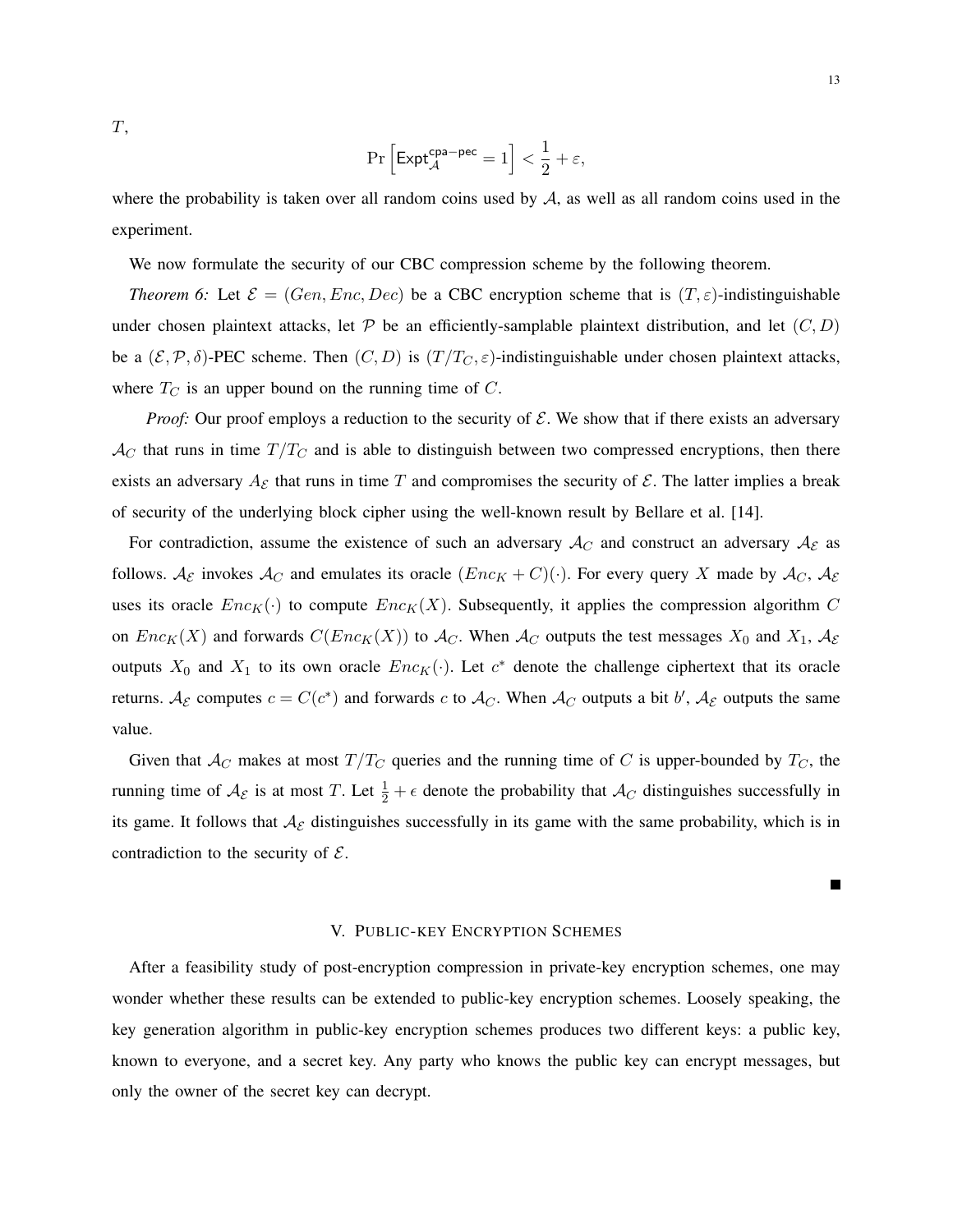$T$,

$$\Pr\left[\mathsf{Expt}_{\mathcal{A}}^{\mathsf{cpa-pec}} = 1\right] < \frac{1}{2} + \varepsilon,$$

where the probability is taken over all random coins used by $\mathcal{A}$, as well as all random coins used in the experiment.

We now formulate the security of our CBC compression scheme by the following theorem.

*Theorem 6:* Let $\mathcal{E} = (Gen, Enc, Dec)$ be a CBC encryption scheme that is $(T, \varepsilon)$-indistinguishable under chosen plaintext attacks, let $\mathcal{P}$ be an efficiently-samplable plaintext distribution, and let $(C, D)$ be a $(\mathcal{E}, \mathcal{P}, \delta)$-PEC scheme. Then $(C, D)$ is $(T/T_C, \varepsilon)$-indistinguishable under chosen plaintext attacks, where $T_C$ is an upper bound on the running time of $C$.

*Proof:* Our proof employs a reduction to the security of $\mathcal{E}$. We show that if there exists an adversary $\mathcal{A}_C$ that runs in time $T/T_C$ and is able to distinguish between two compressed encryptions, then there exists an adversary $A_{\mathcal{E}}$ that runs in time $T$ and compromises the security of $\mathcal{E}$. The latter implies a break of security of the underlying block cipher using the well-known result by Bellare et al. [14].

For contradiction, assume the existence of such an adversary $\mathcal{A}_C$ and construct an adversary $\mathcal{A}_{\mathcal{E}}$ as follows. $\mathcal{A}_{\mathcal{E}}$ invokes $\mathcal{A}_C$ and emulates its oracle $(Enc_K + C)(\cdot)$. For every query $X$ made by $\mathcal{A}_C$, $\mathcal{A}_{\mathcal{E}}$ uses its oracle $Enc_K(\cdot)$ to compute $Enc_K(X)$. Subsequently, it applies the compression algorithm $C$ on $Enc_K(X)$ and forwards $C(Enc_K(X))$ to $\mathcal{A}_C$. When $\mathcal{A}_C$ outputs the test messages $X_0$ and $X_1$, $\mathcal{A}_{\mathcal{E}}$ outputs $X_0$ and $X_1$ to its own oracle $Enc_K(\cdot)$. Let $c^*$ denote the challenge ciphertext that its oracle returns. $\mathcal{A}_{\mathcal{E}}$ computes $c = C(c^*)$ and forwards $c$ to $\mathcal{A}_C$. When $\mathcal{A}_C$ outputs a bit $b'$, $\mathcal{A}_{\mathcal{E}}$ outputs the same value.

Given that $\mathcal{A}_C$ makes at most $T/T_C$ queries and the running time of $C$ is upper-bounded by $T_C$, the running time of $\mathcal{A}_{\mathcal{E}}$ is at most $T$. Let $\frac{1}{2} + \epsilon$ denote the probability that $\mathcal{A}_C$ distinguishes successfully in its game. It follows that $\mathcal{A}_{\mathcal{E}}$ distinguishes successfully in its game with the same probability, which is in contradiction to the security of $\mathcal{E}$.

■

## V. Public-key Encryption Schemes

After a feasibility study of post-encryption compression in private-key encryption schemes, one may wonder whether these results can be extended to public-key encryption schemes. Loosely speaking, the key generation algorithm in public-key encryption schemes produces two different keys: a public key, known to everyone, and a secret key. Any party who knows the public key can encrypt messages, but only the owner of the secret key can decrypt.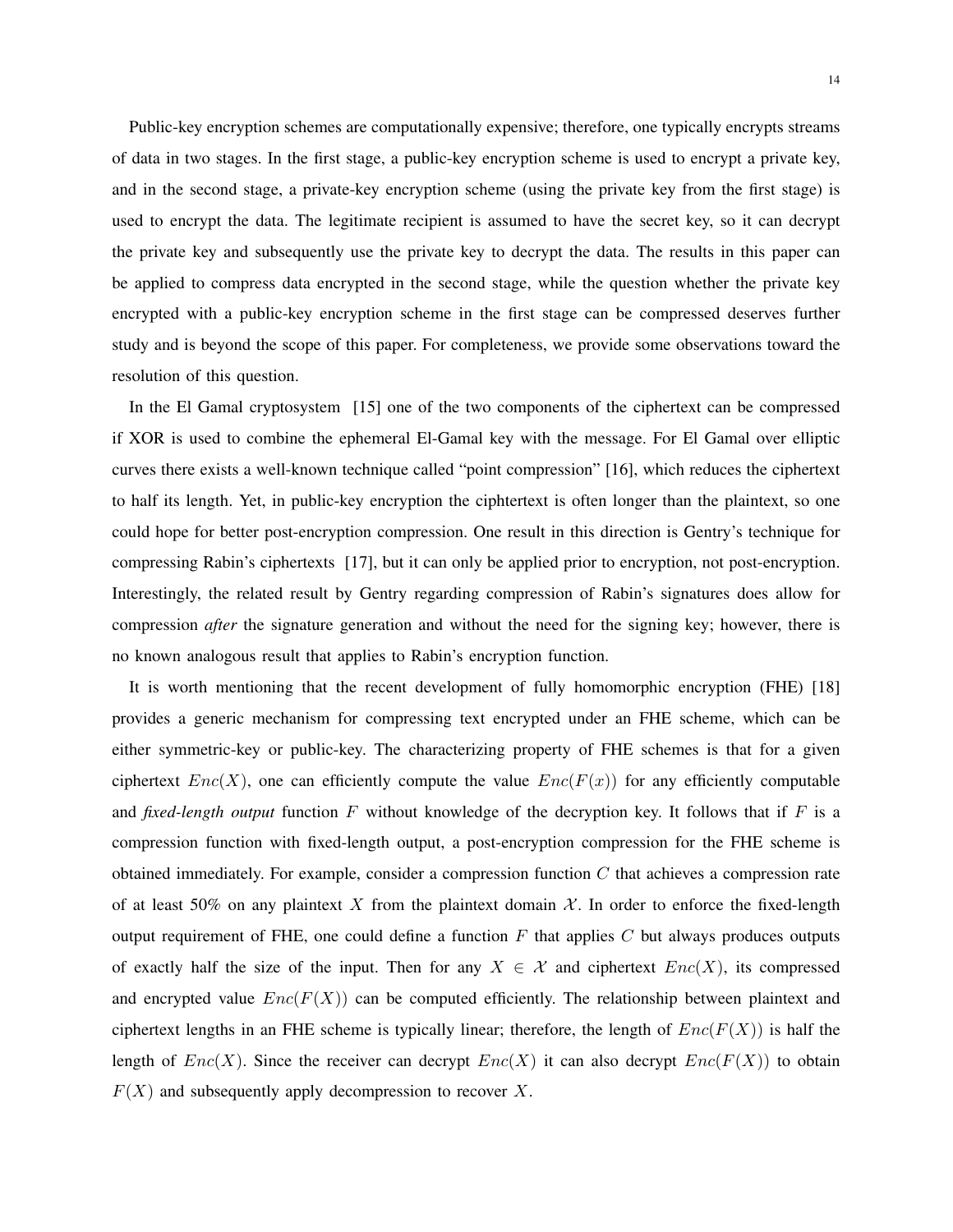Public-key encryption schemes are computationally expensive; therefore, one typically encrypts streams of data in two stages. In the first stage, a public-key encryption scheme is used to encrypt a private key, and in the second stage, a private-key encryption scheme (using the private key from the first stage) is used to encrypt the data. The legitimate recipient is assumed to have the secret key, so it can decrypt the private key and subsequently use the private key to decrypt the data. The results in this paper can be applied to compress data encrypted in the second stage, while the question whether the private key encrypted with a public-key encryption scheme in the first stage can be compressed deserves further study and is beyond the scope of this paper. For completeness, we provide some observations toward the resolution of this question.

In the El Gamal cryptosystem [15] one of the two components of the ciphertext can be compressed if XOR is used to combine the ephemeral El-Gamal key with the message. For El Gamal over elliptic curves there exists a well-known technique called "point compression" [16], which reduces the ciphertext to half its length. Yet, in public-key encryption the ciphtertext is often longer than the plaintext, so one could hope for better post-encryption compression. One result in this direction is Gentry's technique for compressing Rabin's ciphertexts [17], but it can only be applied prior to encryption, not post-encryption. Interestingly, the related result by Gentry regarding compression of Rabin's signatures does allow for compression *after* the signature generation and without the need for the signing key; however, there is no known analogous result that applies to Rabin's encryption function.

It is worth mentioning that the recent development of fully homomorphic encryption (FHE) [18] provides a generic mechanism for compressing text encrypted under an FHE scheme, which can be either symmetric-key or public-key. The characterizing property of FHE schemes is that for a given ciphertext $Enc(X)$, one can efficiently compute the value $Enc(F(x))$ for any efficiently computable and *fixed-length output* function $F$ without knowledge of the decryption key. It follows that if $F$ is a compression function with fixed-length output, a post-encryption compression for the FHE scheme is obtained immediately. For example, consider a compression function $C$ that achieves a compression rate of at least 50% on any plaintext $X$ from the plaintext domain $\mathcal{X}$. In order to enforce the fixed-length output requirement of FHE, one could define a function $F$ that applies $C$ but always produces outputs of exactly half the size of the input. Then for any $X \in \mathcal{X}$ and ciphertext $Enc(X)$, its compressed and encrypted value $Enc(F(X))$ can be computed efficiently. The relationship between plaintext and ciphertext lengths in an FHE scheme is typically linear; therefore, the length of $Enc(F(X))$ is half the length of $Enc(X)$. Since the receiver can decrypt $Enc(X)$ it can also decrypt $Enc(F(X))$ to obtain $F(X)$ and subsequently apply decompression to recover $X$.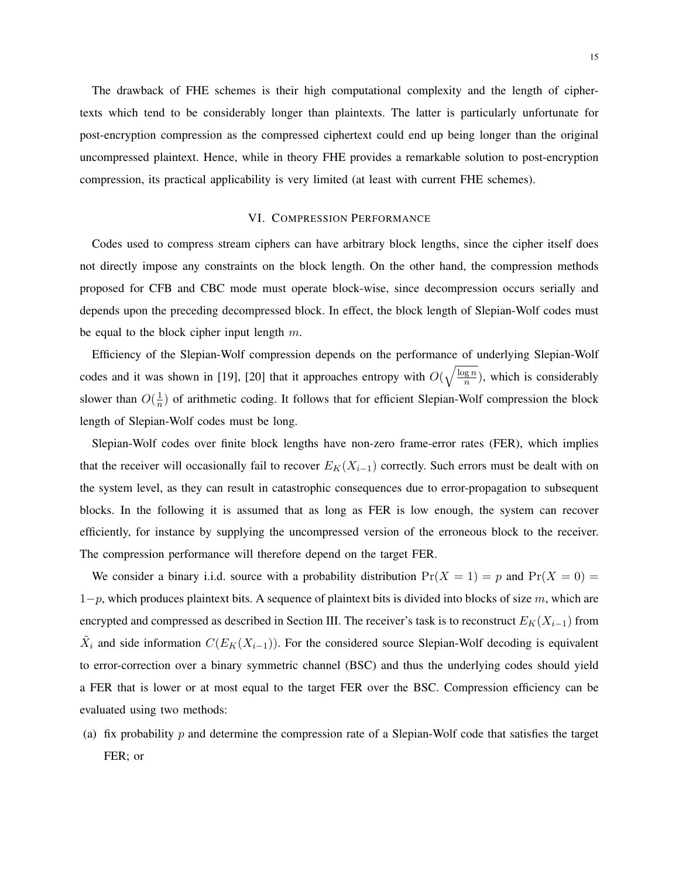The drawback of FHE schemes is their high computational complexity and the length of ciphertexts which tend to be considerably longer than plaintexts. The latter is particularly unfortunate for post-encryption compression as the compressed ciphertext could end up being longer than the original uncompressed plaintext. Hence, while in theory FHE provides a remarkable solution to post-encryption compression, its practical applicability is very limited (at least with current FHE schemes).

## VI. Compression Performance

Codes used to compress stream ciphers can have arbitrary block lengths, since the cipher itself does not directly impose any constraints on the block length. On the other hand, the compression methods proposed for CFB and CBC mode must operate block-wise, since decompression occurs serially and depends upon the preceding decompressed block. In effect, the block length of Slepian-Wolf codes must be equal to the block cipher input length $m$.

Efficiency of the Slepian-Wolf compression depends on the performance of underlying Slepian-Wolf codes and it was shown in [19], [20] that it approaches entropy with $O(\sqrt{\frac{\log n}{n}})$, which is considerably slower than $O(\frac{1}{n})$ of arithmetic coding. It follows that for efficient Slepian-Wolf compression the block length of Slepian-Wolf codes must be long.

Slepian-Wolf codes over finite block lengths have non-zero frame-error rates (FER), which implies that the receiver will occasionally fail to recover $E_K(X_{i-1})$ correctly. Such errors must be dealt with on the system level, as they can result in catastrophic consequences due to error-propagation to subsequent blocks. In the following it is assumed that as long as FER is low enough, the system can recover efficiently, for instance by supplying the uncompressed version of the erroneous block to the receiver. The compression performance will therefore depend on the target FER.

We consider a binary i.i.d. source with a probability distribution $\Pr(X = 1) = p$ and $\Pr(X = 0) = 1-p$, which produces plaintext bits. A sequence of plaintext bits is divided into blocks of size $m$, which are encrypted and compressed as described in Section III. The receiver's task is to reconstruct $E_K(X_{i-1})$ from $\tilde{X}_i$ and side information $C(E_K(X_{i-1}))$. For the considered source Slepian-Wolf decoding is equivalent to error-correction over a binary symmetric channel (BSC) and thus the underlying codes should yield a FER that is lower or at most equal to the target FER over the BSC. Compression efficiency can be evaluated using two methods:

(a) fix probability $p$ and determine the compression rate of a Slepian-Wolf code that satisfies the target FER; or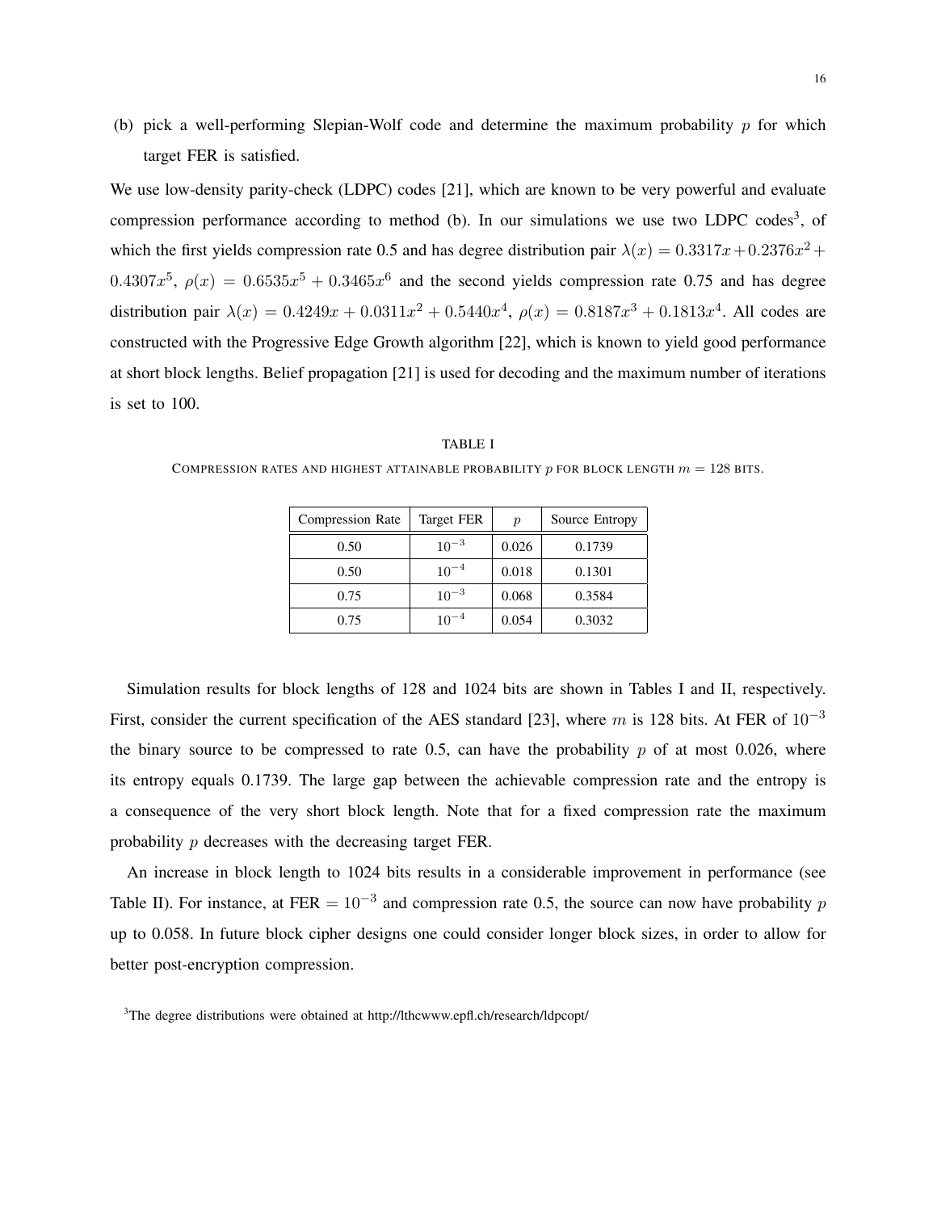(b) pick a well-performing Slepian-Wolf code and determine the maximum probability $p$ for which target FER is satisfied.

We use low-density parity-check (LDPC) codes [21], which are known to be very powerful and evaluate compression performance according to method (b). In our simulations we use two LDPC codes[3], of which the first yields compression rate 0.5 and has degree distribution pair $\lambda(x) = 0.3317x + 0.2376x^2 + 0.4307x^5$, $\rho(x) = 0.6535x^5 + 0.3465x^6$ and the second yields compression rate 0.75 and has degree distribution pair $\lambda(x) = 0.4249x + 0.0311x^2 + 0.5440x^4$, $\rho(x) = 0.8187x^3 + 0.1813x^4$. All codes are constructed with the Progressive Edge Growth algorithm [22], which is known to yield good performance at short block lengths. Belief propagation [21] is used for decoding and the maximum number of iterations is set to 100.

TABLE I

COMPRESSION RATES AND HIGHEST ATTAINABLE PROBABILITY $p$ FOR BLOCK LENGTH $m = 128$ BITS.

| Compression Rate | Target FER | $p$ | Source Entropy |
|---|---|---|---|
| 0.50 | $10^{-3}$ | 0.026 | 0.1739 |
| 0.50 | $10^{-4}$ | 0.018 | 0.1301 |
| 0.75 | $10^{-3}$ | 0.068 | 0.3584 |
| 0.75 | $10^{-4}$ | 0.054 | 0.3032 |

Simulation results for block lengths of 128 and 1024 bits are shown in Tables I and II, respectively. First, consider the current specification of the AES standard [23], where $m$ is 128 bits. At FER of $10^{-3}$ the binary source to be compressed to rate 0.5, can have the probability $p$ of at most 0.026, where its entropy equals 0.1739. The large gap between the achievable compression rate and the entropy is a consequence of the very short block length. Note that for a fixed compression rate the maximum probability $p$ decreases with the decreasing target FER.

An increase in block length to 1024 bits results in a considerable improvement in performance (see Table II). For instance, at FER $= 10^{-3}$ and compression rate 0.5, the source can now have probability $p$ up to 0.058. In future block cipher designs one could consider longer block sizes, in order to allow for better post-encryption compression.

[3]The degree distributions were obtained at http://lthcwww.epfl.ch/research/ldpcopt/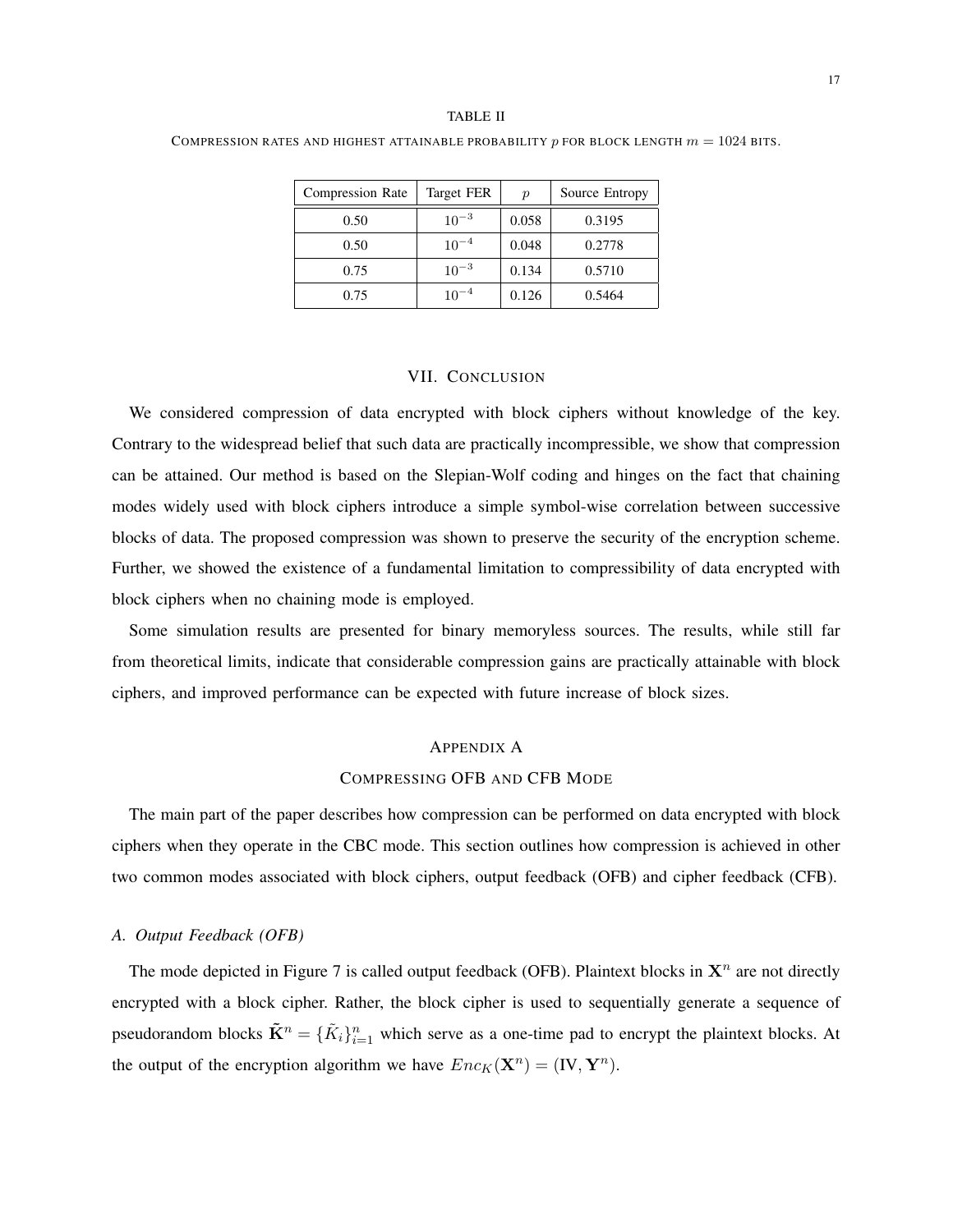TABLE II

COMPRESSION RATES AND HIGHEST ATTAINABLE PROBABILITY $p$ FOR BLOCK LENGTH $m = 1024$ BITS.

| Compression Rate | Target FER | $p$ | Source Entropy |
|---|---|---|---|
| 0.50 | $10^{-3}$ | 0.058 | 0.3195 |
| 0.50 | $10^{-4}$ | 0.048 | 0.2778 |
| 0.75 | $10^{-3}$ | 0.134 | 0.5710 |
| 0.75 | $10^{-4}$ | 0.126 | 0.5464 |

## VII. Conclusion

We considered compression of data encrypted with block ciphers without knowledge of the key. Contrary to the widespread belief that such data are practically incompressible, we show that compression can be attained. Our method is based on the Slepian-Wolf coding and hinges on the fact that chaining modes widely used with block ciphers introduce a simple symbol-wise correlation between successive blocks of data. The proposed compression was shown to preserve the security of the encryption scheme. Further, we showed the existence of a fundamental limitation to compressibility of data encrypted with block ciphers when no chaining mode is employed.

Some simulation results are presented for binary memoryless sources. The results, while still far from theoretical limits, indicate that considerable compression gains are practically attainable with block ciphers, and improved performance can be expected with future increase of block sizes.

## Appendix A
## Compressing OFB and CFB Mode

The main part of the paper describes how compression can be performed on data encrypted with block ciphers when they operate in the CBC mode. This section outlines how compression is achieved in other two common modes associated with block ciphers, output feedback (OFB) and cipher feedback (CFB).

### A. Output Feedback (OFB)

The mode depicted in Figure 7 is called output feedback (OFB). Plaintext blocks in $\mathbf{X}^n$ are not directly encrypted with a block cipher. Rather, the block cipher is used to sequentially generate a sequence of pseudorandom blocks $\tilde{\mathbf{K}}^n = \{\tilde{K}_i\}_{i=1}^n$ which serve as a one-time pad to encrypt the plaintext blocks. At the output of the encryption algorithm we have $Enc_K(\mathbf{X}^n) = (\text{IV}, \mathbf{Y}^n)$.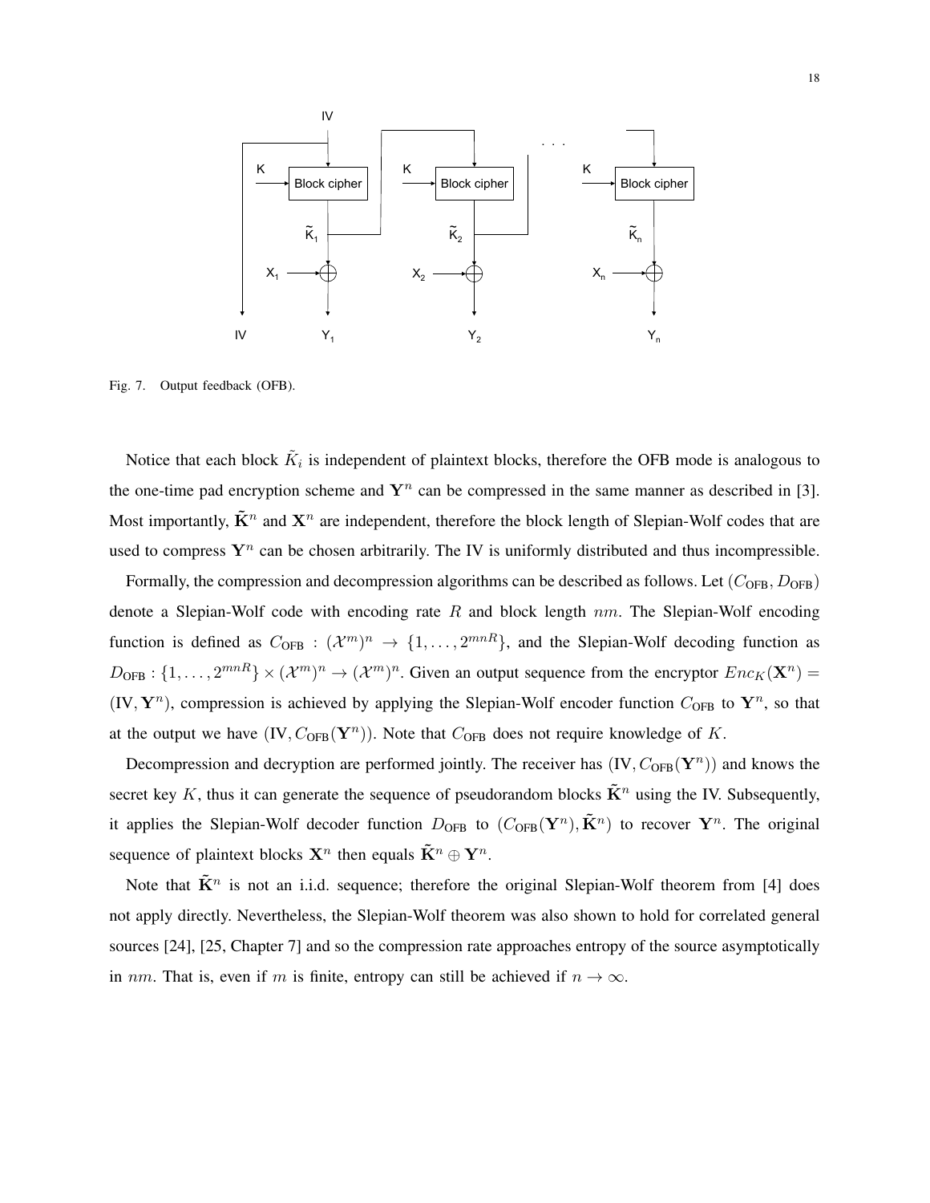Fig. 7. Output feedback (OFB).

Notice that each block $\tilde{K}_i$ is independent of plaintext blocks, therefore the OFB mode is analogous to the one-time pad encryption scheme and $\mathbf{Y}^n$ can be compressed in the same manner as described in [3]. Most importantly, $\tilde{\mathbf{K}}^n$ and $\mathbf{X}^n$ are independent, therefore the block length of Slepian-Wolf codes that are used to compress $\mathbf{Y}^n$ can be chosen arbitrarily. The IV is uniformly distributed and thus incompressible.

Formally, the compression and decompression algorithms can be described as follows. Let $(C_{\text{OFB}}, D_{\text{OFB}})$ denote a Slepian-Wolf code with encoding rate $R$ and block length $nm$. The Slepian-Wolf encoding function is defined as $C_{\text{OFB}} : (\mathcal{X}^m)^n \rightarrow \{1, \ldots, 2^{mnR}\}$, and the Slepian-Wolf decoding function as $D_{\text{OFB}} : \{1, \ldots, 2^{mnR}\} \times (\mathcal{X}^m)^n \rightarrow (\mathcal{X}^m)^n$. Given an output sequence from the encryptor $Enc_K(\mathbf{X}^n) = (\text{IV}, \mathbf{Y}^n)$, compression is achieved by applying the Slepian-Wolf encoder function $C_{\text{OFB}}$ to $\mathbf{Y}^n$, so that at the output we have $(\text{IV}, C_{\text{OFB}}(\mathbf{Y}^n))$. Note that $C_{\text{OFB}}$ does not require knowledge of $K$.

Decompression and decryption are performed jointly. The receiver has $(\text{IV}, C_{\text{OFB}}(\mathbf{Y}^n))$ and knows the secret key $K$, thus it can generate the sequence of pseudorandom blocks $\tilde{\mathbf{K}}^n$ using the IV. Subsequently, it applies the Slepian-Wolf decoder function $D_{\text{OFB}}$ to $(C_{\text{OFB}}(\mathbf{Y}^n), \tilde{\mathbf{K}}^n)$ to recover $\mathbf{Y}^n$. The original sequence of plaintext blocks $\mathbf{X}^n$ then equals $\tilde{\mathbf{K}}^n \oplus \mathbf{Y}^n$.

Note that $\tilde{\mathbf{K}}^n$ is not an i.i.d. sequence; therefore the original Slepian-Wolf theorem from [4] does not apply directly. Nevertheless, the Slepian-Wolf theorem was also shown to hold for correlated general sources [24], [25, Chapter 7] and so the compression rate approaches entropy of the source asymptotically in $nm$. That is, even if $m$ is finite, entropy can still be achieved if $n \rightarrow \infty$.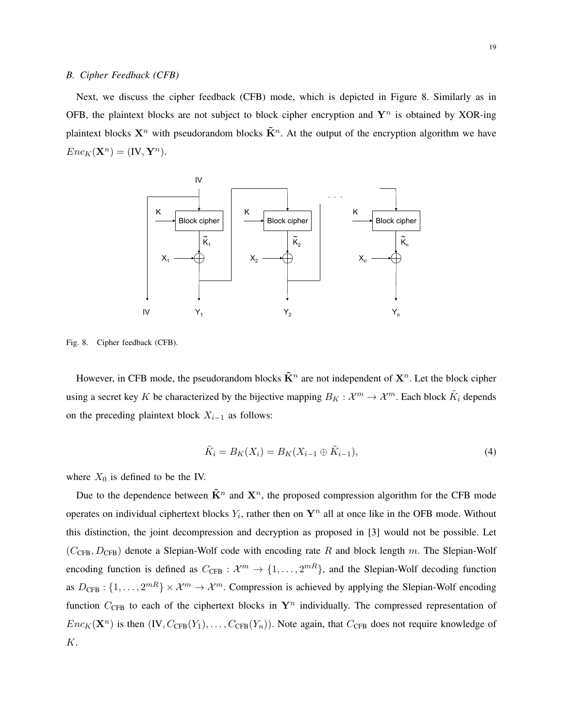### B. Cipher Feedback (CFB)

Next, we discuss the cipher feedback (CFB) mode, which is depicted in Figure 8. Similarly as in OFB, the plaintext blocks are not subject to block cipher encryption and $\mathbf{Y}^n$ is obtained by XOR-ing plaintext blocks $\mathbf{X}^n$ with pseudorandom blocks $\tilde{\mathbf{K}}^n$. At the output of the encryption algorithm we have $Enc_K(\mathbf{X}^n) = (\text{IV}, \mathbf{Y}^n)$.

Fig. 8. Cipher feedback (CFB).

However, in CFB mode, the pseudorandom blocks $\tilde{\mathbf{K}}^n$ are not independent of $\mathbf{X}^n$. Let the block cipher using a secret key $K$ be characterized by the bijective mapping $B_K : \mathcal{X}^m \to \mathcal{X}^m$. Each block $\tilde{K}_i$ depends on the preceding plaintext block $X_{i-1}$ as follows:

$$\tilde{K}_i = B_K(X_i) = B_K(X_{i-1} \oplus \tilde{K}_{i-1}), \tag{4}$$

where $X_0$ is defined to be the IV.

Due to the dependence between $\tilde{\mathbf{K}}^n$ and $\mathbf{X}^n$, the proposed compression algorithm for the CFB mode operates on individual ciphertext blocks $Y_i$, rather then on $\mathbf{Y}^n$ all at once like in the OFB mode. Without this distinction, the joint decompression and decryption as proposed in [3] would not be possible. Let $(C_{\text{CFB}}, D_{\text{CFB}})$ denote a Slepian-Wolf code with encoding rate $R$ and block length $m$. The Slepian-Wolf encoding function is defined as $C_{\text{CFB}} : \mathcal{X}^m \to \{1, \ldots, 2^{mR}\}$, and the Slepian-Wolf decoding function as $D_{\text{CFB}} : \{1, \ldots, 2^{mR}\} \times \mathcal{X}^m \to \mathcal{X}^m$. Compression is achieved by applying the Slepian-Wolf encoding function $C_{\text{CFB}}$ to each of the ciphertext blocks in $\mathbf{Y}^n$ individually. The compressed representation of $Enc_K(\mathbf{X}^n)$ is then $(\text{IV}, C_{\text{CFB}}(Y_1), \ldots, C_{\text{CFB}}(Y_n))$. Note again, that $C_{\text{CFB}}$ does not require knowledge of $K$.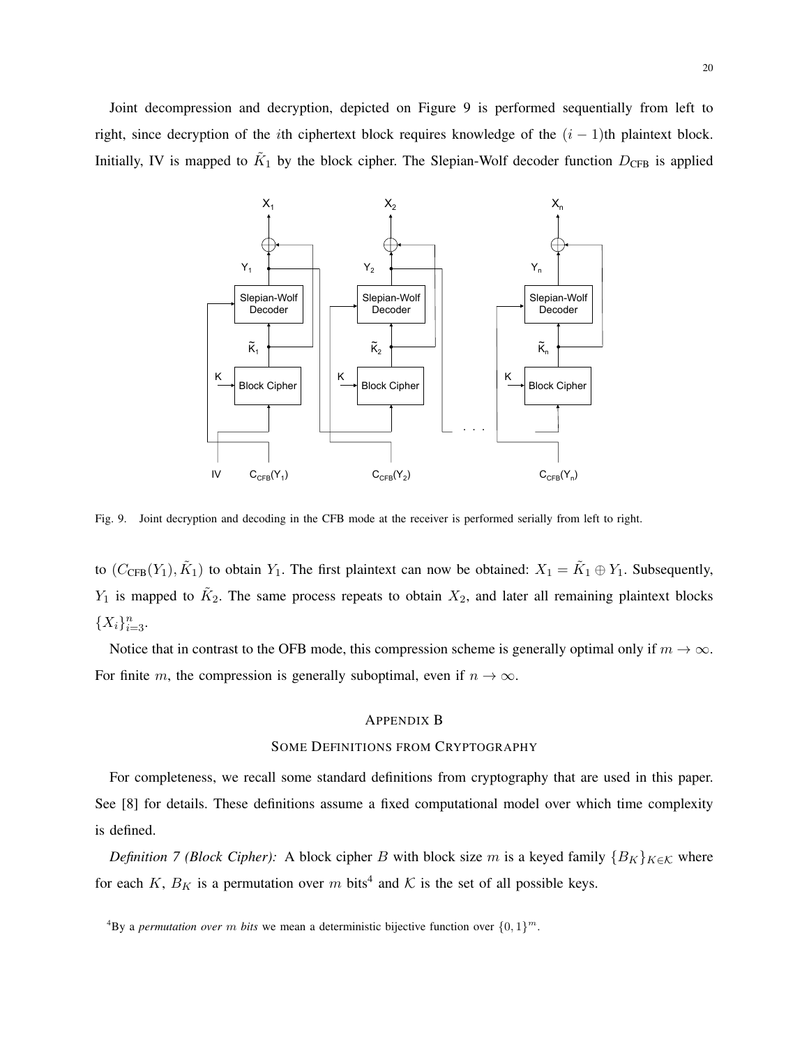Joint decompression and decryption, depicted on Figure 9 is performed sequentially from left to right, since decryption of the $i$th ciphertext block requires knowledge of the $(i-1)$th plaintext block. Initially, IV is mapped to $\tilde{K}_1$ by the block cipher. The Slepian-Wolf decoder function $D_{\text{CFB}}$ is applied

Fig. 9. Joint decryption and decoding in the CFB mode at the receiver is performed serially from left to right.

to $(C_{\text{CFB}}(Y_1), \tilde{K}_1)$ to obtain $Y_1$. The first plaintext can now be obtained: $X_1 = \tilde{K}_1 \oplus Y_1$. Subsequently, $Y_1$ is mapped to $\tilde{K}_2$. The same process repeats to obtain $X_2$, and later all remaining plaintext blocks $\{X_i\}_{i=3}^n$.

Notice that in contrast to the OFB mode, this compression scheme is generally optimal only if $m \to \infty$. For finite $m$, the compression is generally suboptimal, even if $n \to \infty$.

## Appendix B
### Some Definitions from Cryptography

For completeness, we recall some standard definitions from cryptography that are used in this paper. See [8] for details. These definitions assume a fixed computational model over which time complexity is defined.

*Definition 7 (Block Cipher):* A block cipher $B$ with block size $m$ is a keyed family $\{B_K\}_{K \in \mathcal{K}}$ where for each $K$, $B_K$ is a permutation over $m$ bits[4] and $\mathcal{K}$ is the set of all possible keys.

[4]By a *permutation over $m$ bits* we mean a deterministic bijective function over $\{0,1\}^m$.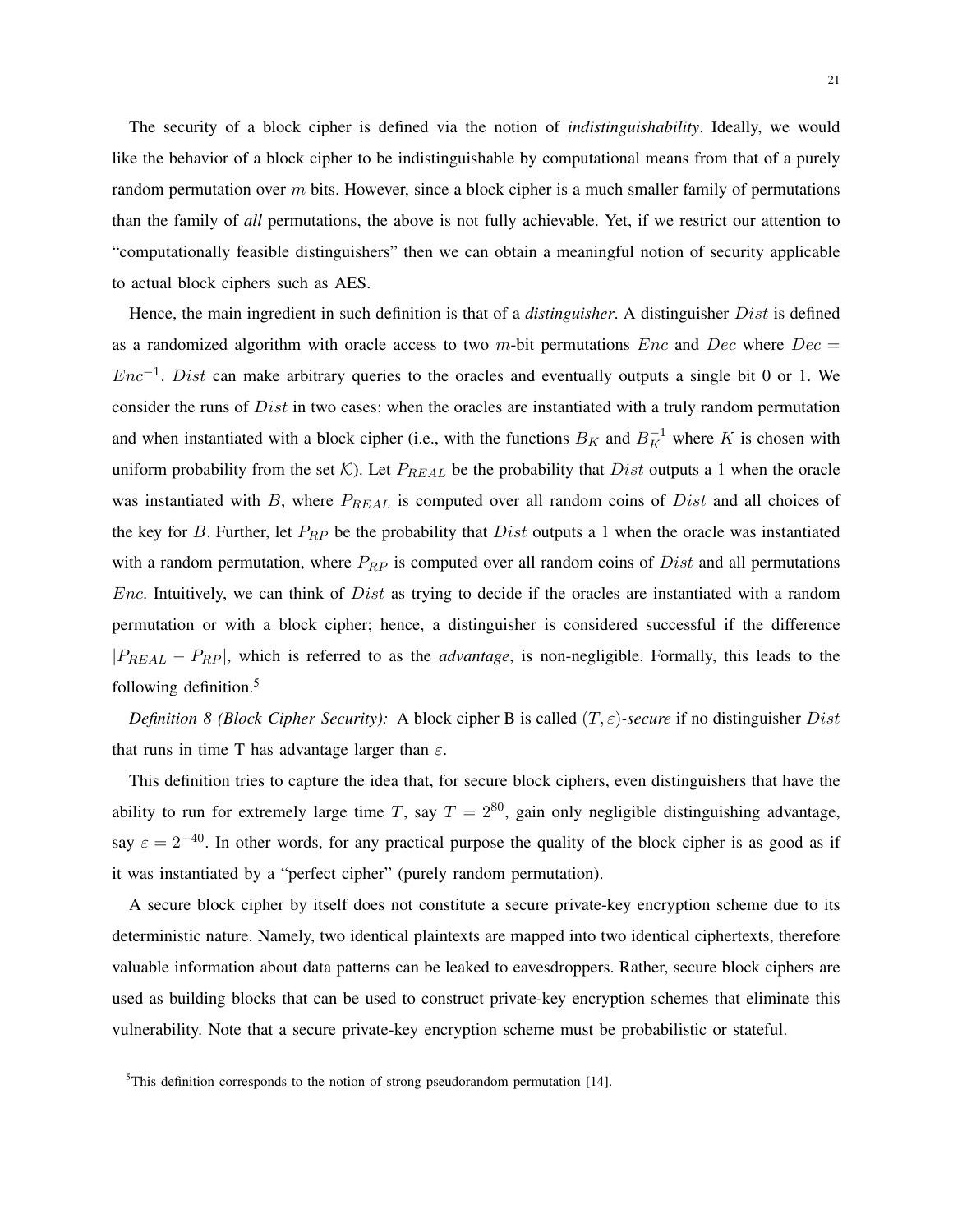The security of a block cipher is defined via the notion of *indistinguishability*. Ideally, we would like the behavior of a block cipher to be indistinguishable by computational means from that of a purely random permutation over $m$ bits. However, since a block cipher is a much smaller family of permutations than the family of *all* permutations, the above is not fully achievable. Yet, if we restrict our attention to "computationally feasible distinguishers" then we can obtain a meaningful notion of security applicable to actual block ciphers such as AES.

Hence, the main ingredient in such definition is that of a *distinguisher*. A distinguisher $Dist$ is defined as a randomized algorithm with oracle access to two $m$-bit permutations $Enc$ and $Dec$ where $Dec = Enc^{-1}$. $Dist$ can make arbitrary queries to the oracles and eventually outputs a single bit 0 or 1. We consider the runs of $Dist$ in two cases: when the oracles are instantiated with a truly random permutation and when instantiated with a block cipher (i.e., with the functions $B_K$ and $B_K^{-1}$ where $K$ is chosen with uniform probability from the set $\mathcal{K}$). Let $P_{REAL}$ be the probability that $Dist$ outputs a 1 when the oracle was instantiated with $B$, where $P_{REAL}$ is computed over all random coins of $Dist$ and all choices of the key for $B$. Further, let $P_{RP}$ be the probability that $Dist$ outputs a 1 when the oracle was instantiated with a random permutation, where $P_{RP}$ is computed over all random coins of $Dist$ and all permutations $Enc$. Intuitively, we can think of $Dist$ as trying to decide if the oracles are instantiated with a random permutation or with a block cipher; hence, a distinguisher is considered successful if the difference $|P_{REAL} - P_{RP}|$, which is referred to as the *advantage*, is non-negligible. Formally, this leads to the following definition.[5]

*Definition 8 (Block Cipher Security):* A block cipher B is called *$(T, \varepsilon)$-secure* if no distinguisher $Dist$ that runs in time T has advantage larger than $\varepsilon$.

This definition tries to capture the idea that, for secure block ciphers, even distinguishers that have the ability to run for extremely large time $T$, say $T = 2^{80}$, gain only negligible distinguishing advantage, say $\varepsilon = 2^{-40}$. In other words, for any practical purpose the quality of the block cipher is as good as if it was instantiated by a "perfect cipher" (purely random permutation).

A secure block cipher by itself does not constitute a secure private-key encryption scheme due to its deterministic nature. Namely, two identical plaintexts are mapped into two identical ciphertexts, therefore valuable information about data patterns can be leaked to eavesdroppers. Rather, secure block ciphers are used as building blocks that can be used to construct private-key encryption schemes that eliminate this vulnerability. Note that a secure private-key encryption scheme must be probabilistic or stateful.

[5] This definition corresponds to the notion of strong pseudorandom permutation [14].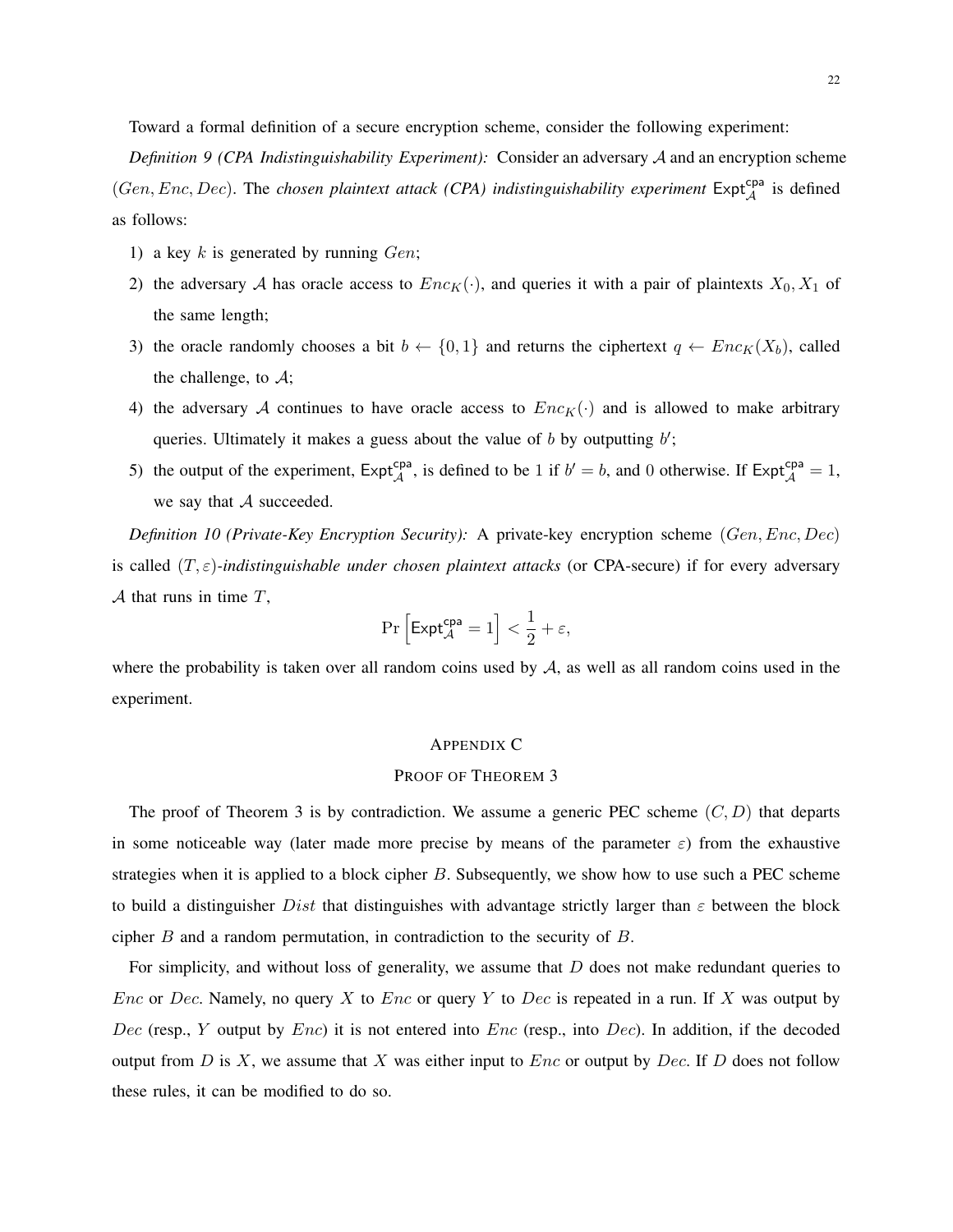Toward a formal definition of a secure encryption scheme, consider the following experiment:

*Definition 9 (CPA Indistinguishability Experiment):* Consider an adversary $\mathcal{A}$ and an encryption scheme $(Gen, Enc, Dec)$. The *chosen plaintext attack (CPA) indistinguishability experiment* $\mathsf{Expt}^{\mathsf{cpa}}_{\mathcal{A}}$ is defined as follows:

1) a key $k$ is generated by running $Gen$;
2) the adversary $\mathcal{A}$ has oracle access to $Enc_K(\cdot)$, and queries it with a pair of plaintexts $X_0, X_1$ of the same length;
3) the oracle randomly chooses a bit $b \leftarrow \{0, 1\}$ and returns the ciphertext $q \leftarrow Enc_K(X_b)$, called the challenge, to $\mathcal{A}$;
4) the adversary $\mathcal{A}$ continues to have oracle access to $Enc_K(\cdot)$ and is allowed to make arbitrary queries. Ultimately it makes a guess about the value of $b$ by outputting $b'$;
5) the output of the experiment, $\mathsf{Expt}^{\mathsf{cpa}}_{\mathcal{A}}$, is defined to be $1$ if $b' = b$, and $0$ otherwise. If $\mathsf{Expt}^{\mathsf{cpa}}_{\mathcal{A}} = 1$, we say that $\mathcal{A}$ succeeded.

*Definition 10 (Private-Key Encryption Security):* A private-key encryption scheme $(Gen, Enc, Dec)$ is called $(T, \varepsilon)$*-indistinguishable under chosen plaintext attacks* (or CPA-secure) if for every adversary $\mathcal{A}$ that runs in time $T$,

$$\Pr\left[\mathsf{Expt}^{\mathsf{cpa}}_{\mathcal{A}} = 1\right] < \frac{1}{2} + \varepsilon,$$

where the probability is taken over all random coins used by $\mathcal{A}$, as well as all random coins used in the experiment.

## Appendix C
## Proof of Theorem 3

The proof of Theorem 3 is by contradiction. We assume a generic PEC scheme $(C, D)$ that departs in some noticeable way (later made more precise by means of the parameter $\varepsilon$) from the exhaustive strategies when it is applied to a block cipher $B$. Subsequently, we show how to use such a PEC scheme to build a distinguisher $Dist$ that distinguishes with advantage strictly larger than $\varepsilon$ between the block cipher $B$ and a random permutation, in contradiction to the security of $B$.

For simplicity, and without loss of generality, we assume that $D$ does not make redundant queries to $Enc$ or $Dec$. Namely, no query $X$ to $Enc$ or query $Y$ to $Dec$ is repeated in a run. If $X$ was output by $Dec$ (resp., $Y$ output by $Enc$) it is not entered into $Enc$ (resp., into $Dec$). In addition, if the decoded output from $D$ is $X$, we assume that $X$ was either input to $Enc$ or output by $Dec$. If $D$ does not follow these rules, it can be modified to do so.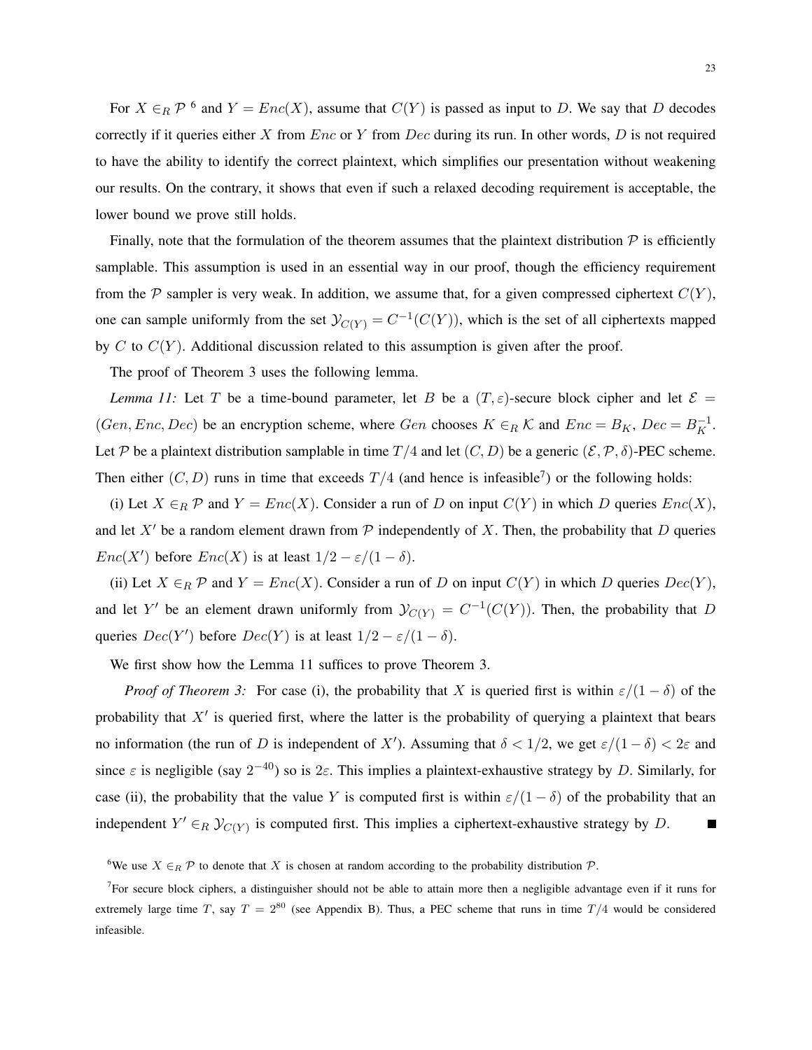For $X \in_R \mathcal{P}$ [6] and $Y = Enc(X)$, assume that $C(Y)$ is passed as input to $D$. We say that $D$ decodes correctly if it queries either $X$ from $Enc$ or $Y$ from $Dec$ during its run. In other words, $D$ is not required to have the ability to identify the correct plaintext, which simplifies our presentation without weakening our results. On the contrary, it shows that even if such a relaxed decoding requirement is acceptable, the lower bound we prove still holds.

Finally, note that the formulation of the theorem assumes that the plaintext distribution $\mathcal{P}$ is efficiently samplable. This assumption is used in an essential way in our proof, though the efficiency requirement from the $\mathcal{P}$ sampler is very weak. In addition, we assume that, for a given compressed ciphertext $C(Y)$, one can sample uniformly from the set $\mathcal{Y}_{C(Y)} = C^{-1}(C(Y))$, which is the set of all ciphertexts mapped by $C$ to $C(Y)$. Additional discussion related to this assumption is given after the proof.

The proof of Theorem 3 uses the following lemma.

*Lemma 11:* Let $T$ be a time-bound parameter, let $B$ be a $(T, \varepsilon)$-secure block cipher and let $\mathcal{E} = (Gen, Enc, Dec)$ be an encryption scheme, where $Gen$ chooses $K \in_R \mathcal{K}$ and $Enc = B_K$, $Dec = B_K^{-1}$. Let $\mathcal{P}$ be a plaintext distribution samplable in time $T/4$ and let $(C, D)$ be a generic $(\mathcal{E}, \mathcal{P}, \delta)$-PEC scheme. Then either $(C, D)$ runs in time that exceeds $T/4$ (and hence is infeasible[7]) or the following holds:

(i) Let $X \in_R \mathcal{P}$ and $Y = Enc(X)$. Consider a run of $D$ on input $C(Y)$ in which $D$ queries $Enc(X)$, and let $X'$ be a random element drawn from $\mathcal{P}$ independently of $X$. Then, the probability that $D$ queries $Enc(X')$ before $Enc(X)$ is at least $1/2 - \varepsilon/(1-\delta)$.

(ii) Let $X \in_R \mathcal{P}$ and $Y = Enc(X)$. Consider a run of $D$ on input $C(Y)$ in which $D$ queries $Dec(Y)$, and let $Y'$ be an element drawn uniformly from $\mathcal{Y}_{C(Y)} = C^{-1}(C(Y))$. Then, the probability that $D$ queries $Dec(Y')$ before $Dec(Y)$ is at least $1/2 - \varepsilon/(1-\delta)$.

We first show how the Lemma 11 suffices to prove Theorem 3.

*Proof of Theorem 3:* For case (i), the probability that $X$ is queried first is within $\varepsilon/(1-\delta)$ of the probability that $X'$ is queried first, where the latter is the probability of querying a plaintext that bears no information (the run of $D$ is independent of $X'$). Assuming that $\delta < 1/2$, we get $\varepsilon/(1-\delta) < 2\varepsilon$ and since $\varepsilon$ is negligible (say $2^{-40}$) so is $2\varepsilon$. This implies a plaintext-exhaustive strategy by $D$. Similarly, for case (ii), the probability that the value $Y$ is computed first is within $\varepsilon/(1-\delta)$ of the probability that an independent $Y' \in_R \mathcal{Y}_{C(Y)}$ is computed first. This implies a ciphertext-exhaustive strategy by $D$. ∎

[6] We use $X \in_R \mathcal{P}$ to denote that $X$ is chosen at random according to the probability distribution $\mathcal{P}$.

[7] For secure block ciphers, a distinguisher should not be able to attain more then a negligible advantage even if it runs for extremely large time $T$, say $T = 2^{80}$ (see Appendix B). Thus, a PEC scheme that runs in time $T/4$ would be considered infeasible.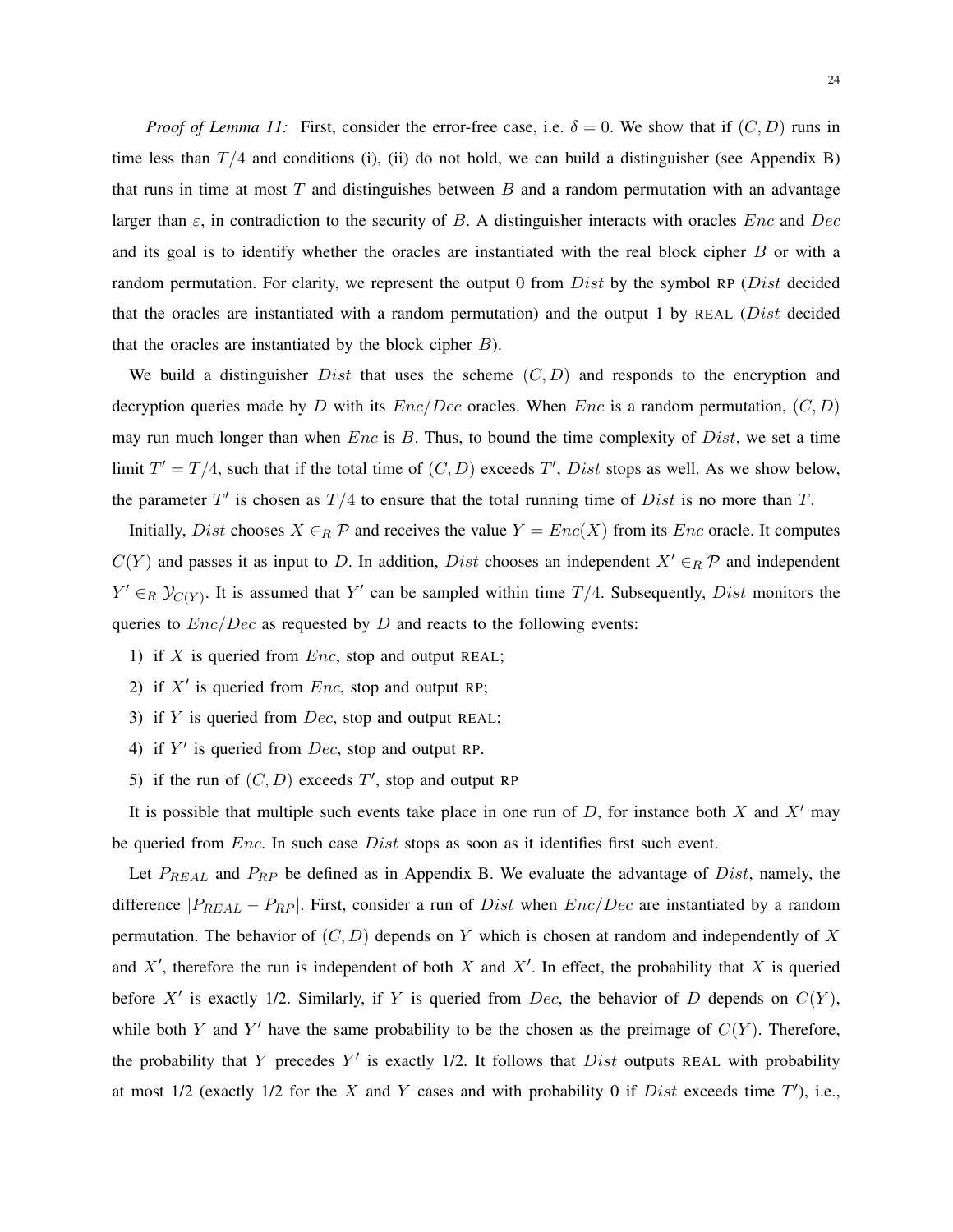*Proof of Lemma 11:* First, consider the error-free case, i.e. $\delta = 0$. We show that if $(C, D)$ runs in time less than $T/4$ and conditions (i), (ii) do not hold, we can build a distinguisher (see Appendix B) that runs in time at most $T$ and distinguishes between $B$ and a random permutation with an advantage larger than $\varepsilon$, in contradiction to the security of $B$. A distinguisher interacts with oracles $Enc$ and $Dec$ and its goal is to identify whether the oracles are instantiated with the real block cipher $B$ or with a random permutation. For clarity, we represent the output 0 from $Dist$ by the symbol RP ($Dist$ decided that the oracles are instantiated with a random permutation) and the output 1 by REAL ($Dist$ decided that the oracles are instantiated by the block cipher $B$).

We build a distinguisher $Dist$ that uses the scheme $(C, D)$ and responds to the encryption and decryption queries made by $D$ with its $Enc/Dec$ oracles. When $Enc$ is a random permutation, $(C, D)$ may run much longer than when $Enc$ is $B$. Thus, to bound the time complexity of $Dist$, we set a time limit $T' = T/4$, such that if the total time of $(C, D)$ exceeds $T'$, $Dist$ stops as well. As we show below, the parameter $T'$ is chosen as $T/4$ to ensure that the total running time of $Dist$ is no more than $T$.

Initially, $Dist$ chooses $X \in_R \mathcal{P}$ and receives the value $Y = Enc(X)$ from its $Enc$ oracle. It computes $C(Y)$ and passes it as input to $D$. In addition, $Dist$ chooses an independent $X' \in_R \mathcal{P}$ and independent $Y' \in_R \mathcal{Y}_{C(Y)}$. It is assumed that $Y'$ can be sampled within time $T/4$. Subsequently, $Dist$ monitors the queries to $Enc/Dec$ as requested by $D$ and reacts to the following events:

1) if $X$ is queried from $Enc$, stop and output REAL;
2) if $X'$ is queried from $Enc$, stop and output RP;
3) if $Y$ is queried from $Dec$, stop and output REAL;
4) if $Y'$ is queried from $Dec$, stop and output RP.
5) if the run of $(C, D)$ exceeds $T'$, stop and output RP

It is possible that multiple such events take place in one run of $D$, for instance both $X$ and $X'$ may be queried from $Enc$. In such case $Dist$ stops as soon as it identifies first such event.

Let $P_{REAL}$ and $P_{RP}$ be defined as in Appendix B. We evaluate the advantage of $Dist$, namely, the difference $|P_{REAL} - P_{RP}|$. First, consider a run of $Dist$ when $Enc/Dec$ are instantiated by a random permutation. The behavior of $(C, D)$ depends on $Y$ which is chosen at random and independently of $X$ and $X'$, therefore the run is independent of both $X$ and $X'$. In effect, the probability that $X$ is queried before $X'$ is exactly 1/2. Similarly, if $Y$ is queried from $Dec$, the behavior of $D$ depends on $C(Y)$, while both $Y$ and $Y'$ have the same probability to be the chosen as the preimage of $C(Y)$. Therefore, the probability that $Y$ precedes $Y'$ is exactly 1/2. It follows that $Dist$ outputs REAL with probability at most 1/2 (exactly 1/2 for the $X$ and $Y$ cases and with probability 0 if $Dist$ exceeds time $T'$), i.e.,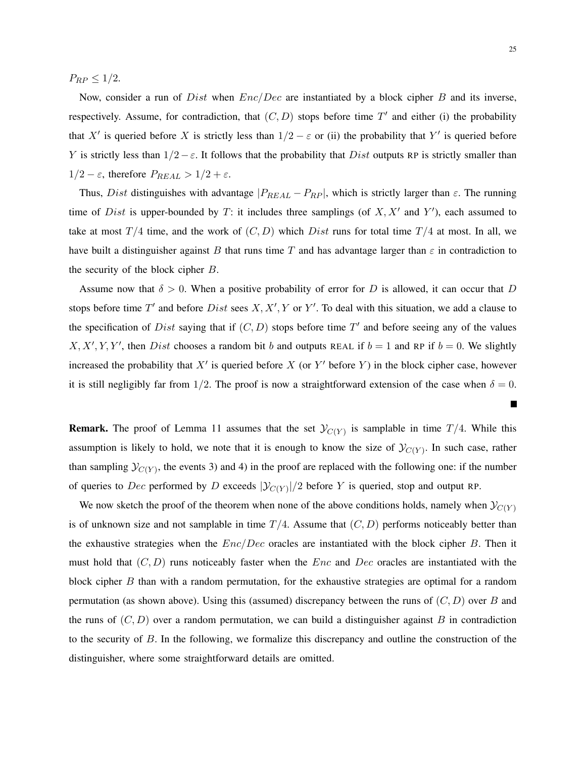$P_{RP} \leq 1/2$.

Now, consider a run of $Dist$ when $Enc/Dec$ are instantiated by a block cipher $B$ and its inverse, respectively. Assume, for contradiction, that $(C, D)$ stops before time $T'$ and either (i) the probability that $X'$ is queried before $X$ is strictly less than $1/2 - \varepsilon$ or (ii) the probability that $Y'$ is queried before $Y$ is strictly less than $1/2 - \varepsilon$. It follows that the probability that $Dist$ outputs RP is strictly smaller than $1/2 - \varepsilon$, therefore $P_{REAL} > 1/2 + \varepsilon$.

Thus, $Dist$ distinguishes with advantage $|P_{REAL} - P_{RP}|$, which is strictly larger than $\varepsilon$. The running time of $Dist$ is upper-bounded by $T$: it includes three samplings (of $X, X'$ and $Y'$), each assumed to take at most $T/4$ time, and the work of $(C, D)$ which $Dist$ runs for total time $T/4$ at most. In all, we have built a distinguisher against $B$ that runs time $T$ and has advantage larger than $\varepsilon$ in contradiction to the security of the block cipher $B$.

Assume now that $\delta > 0$. When a positive probability of error for $D$ is allowed, it can occur that $D$ stops before time $T'$ and before $Dist$ sees $X, X', Y$ or $Y'$. To deal with this situation, we add a clause to the specification of $Dist$ saying that if $(C, D)$ stops before time $T'$ and before seeing any of the values $X, X', Y, Y'$, then $Dist$ chooses a random bit $b$ and outputs REAL if $b = 1$ and RP if $b = 0$. We slightly increased the probability that $X'$ is queried before $X$ (or $Y'$ before $Y$) in the block cipher case, however it is still negligibly far from $1/2$. The proof is now a straightforward extension of the case when $\delta = 0$.

■

**Remark.** The proof of Lemma 11 assumes that the set $\mathcal{Y}_{C(Y)}$ is samplable in time $T/4$. While this assumption is likely to hold, we note that it is enough to know the size of $\mathcal{Y}_{C(Y)}$. In such case, rather than sampling $\mathcal{Y}_{C(Y)}$, the events 3) and 4) in the proof are replaced with the following one: if the number of queries to $Dec$ performed by $D$ exceeds $|\mathcal{Y}_{C(Y)}|/2$ before $Y$ is queried, stop and output RP.

We now sketch the proof of the theorem when none of the above conditions holds, namely when $\mathcal{Y}_{C(Y)}$ is of unknown size and not samplable in time $T/4$. Assume that $(C, D)$ performs noticeably better than the exhaustive strategies when the $Enc/Dec$ oracles are instantiated with the block cipher $B$. Then it must hold that $(C, D)$ runs noticeably faster when the $Enc$ and $Dec$ oracles are instantiated with the block cipher $B$ than with a random permutation, for the exhaustive strategies are optimal for a random permutation (as shown above). Using this (assumed) discrepancy between the runs of $(C, D)$ over $B$ and the runs of $(C, D)$ over a random permutation, we can build a distinguisher against $B$ in contradiction to the security of $B$. In the following, we formalize this discrepancy and outline the construction of the distinguisher, where some straightforward details are omitted.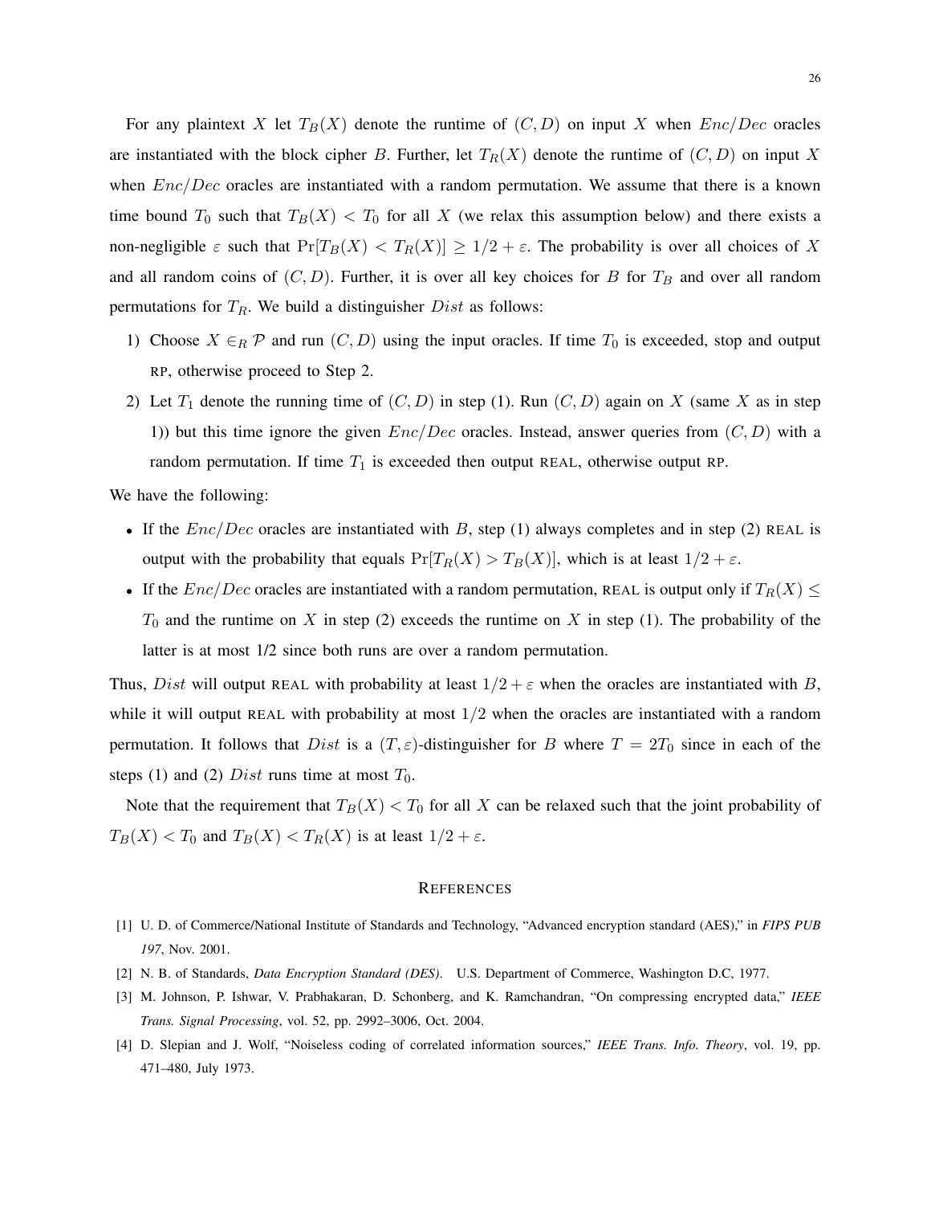For any plaintext $X$ let $T_B(X)$ denote the runtime of $(C, D)$ on input $X$ when $Enc/Dec$ oracles are instantiated with the block cipher $B$. Further, let $T_R(X)$ denote the runtime of $(C, D)$ on input $X$ when $Enc/Dec$ oracles are instantiated with a random permutation. We assume that there is a known time bound $T_0$ such that $T_B(X) < T_0$ for all $X$ (we relax this assumption below) and there exists a non-negligible $\varepsilon$ such that $\Pr[T_B(X) < T_R(X)] \geq 1/2 + \varepsilon$. The probability is over all choices of $X$ and all random coins of $(C, D)$. Further, it is over all key choices for $B$ for $T_B$ and over all random permutations for $T_R$. We build a distinguisher $Dist$ as follows:

1) Choose $X \in_R \mathcal{P}$ and run $(C, D)$ using the input oracles. If time $T_0$ is exceeded, stop and output RP, otherwise proceed to Step 2.
2) Let $T_1$ denote the running time of $(C, D)$ in step (1). Run $(C, D)$ again on $X$ (same $X$ as in step 1)) but this time ignore the given $Enc/Dec$ oracles. Instead, answer queries from $(C, D)$ with a random permutation. If time $T_1$ is exceeded then output REAL, otherwise output RP.

We have the following:

- If the $Enc/Dec$ oracles are instantiated with $B$, step (1) always completes and in step (2) REAL is output with the probability that equals $\Pr[T_R(X) > T_B(X)]$, which is at least $1/2 + \varepsilon$.
- If the $Enc/Dec$ oracles are instantiated with a random permutation, REAL is output only if $T_R(X) \leq T_0$ and the runtime on $X$ in step (2) exceeds the runtime on $X$ in step (1). The probability of the latter is at most 1/2 since both runs are over a random permutation.

Thus, $Dist$ will output REAL with probability at least $1/2 + \varepsilon$ when the oracles are instantiated with $B$, while it will output REAL with probability at most $1/2$ when the oracles are instantiated with a random permutation. It follows that $Dist$ is a $(T, \varepsilon)$-distinguisher for $B$ where $T = 2T_0$ since in each of the steps (1) and (2) $Dist$ runs time at most $T_0$.

Note that the requirement that $T_B(X) < T_0$ for all $X$ can be relaxed such that the joint probability of $T_B(X) < T_0$ and $T_B(X) < T_R(X)$ is at least $1/2 + \varepsilon$.

## REFERENCES

[1] U. D. of Commerce/National Institute of Standards and Technology, "Advanced encryption standard (AES)," in *FIPS PUB 197*, Nov. 2001.

[2] N. B. of Standards, *Data Encryption Standard (DES)*. U.S. Department of Commerce, Washington D.C, 1977.

[3] M. Johnson, P. Ishwar, V. Prabhakaran, D. Schonberg, and K. Ramchandran, "On compressing encrypted data," *IEEE Trans. Signal Processing*, vol. 52, pp. 2992–3006, Oct. 2004.

[4] D. Slepian and J. Wolf, "Noiseless coding of correlated information sources," *IEEE Trans. Info. Theory*, vol. 19, pp. 471–480, July 1973.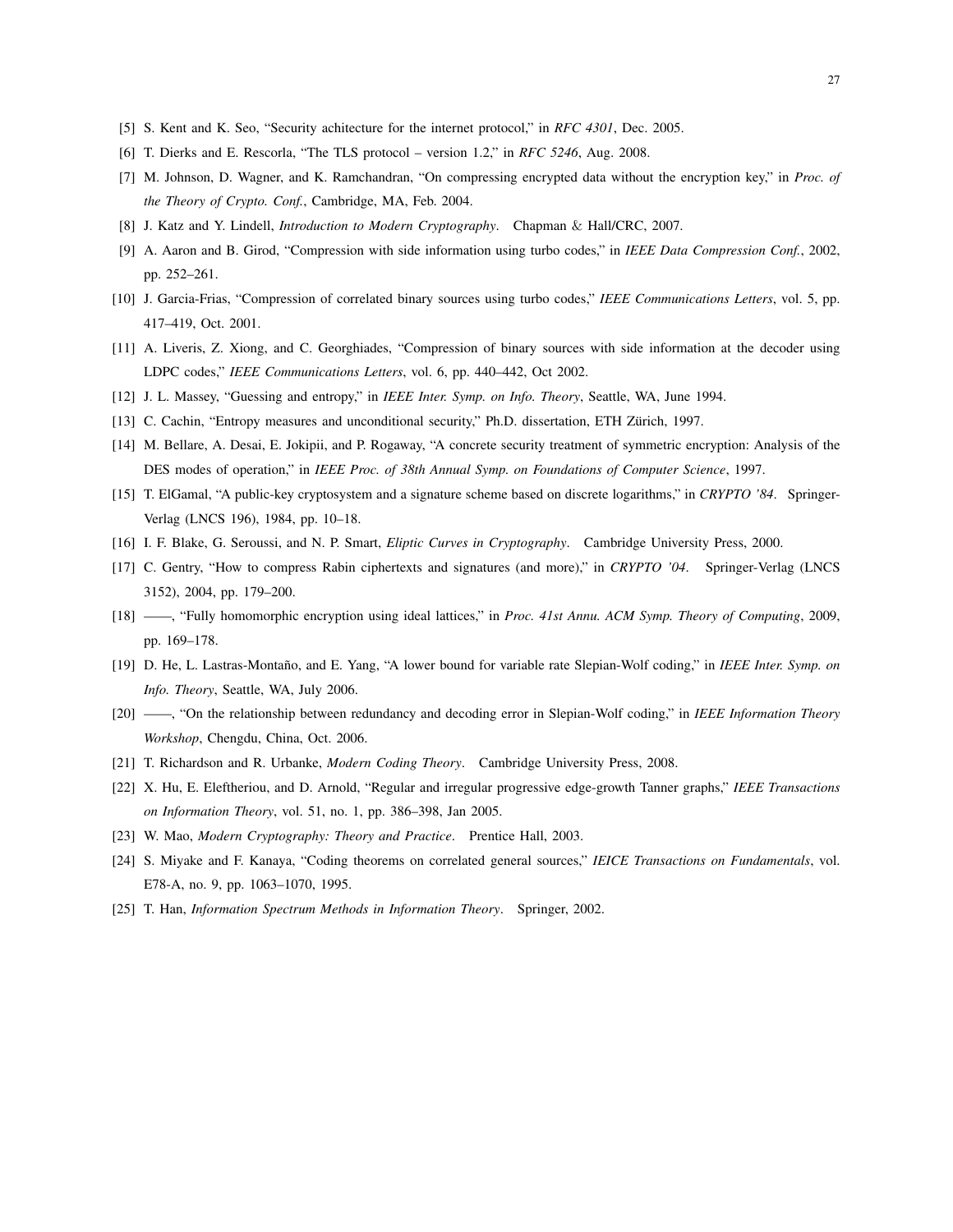[5] S. Kent and K. Seo, "Security achitecture for the internet protocol," in *RFC 4301*, Dec. 2005.

[6] T. Dierks and E. Rescorla, "The TLS protocol – version 1.2," in *RFC 5246*, Aug. 2008.

[7] M. Johnson, D. Wagner, and K. Ramchandran, "On compressing encrypted data without the encryption key," in *Proc. of the Theory of Crypto. Conf.*, Cambridge, MA, Feb. 2004.

[8] J. Katz and Y. Lindell, *Introduction to Modern Cryptography*. Chapman & Hall/CRC, 2007.

[9] A. Aaron and B. Girod, "Compression with side information using turbo codes," in *IEEE Data Compression Conf.*, 2002, pp. 252–261.

[10] J. Garcia-Frias, "Compression of correlated binary sources using turbo codes," *IEEE Communications Letters*, vol. 5, pp. 417–419, Oct. 2001.

[11] A. Liveris, Z. Xiong, and C. Georghiades, "Compression of binary sources with side information at the decoder using LDPC codes," *IEEE Communications Letters*, vol. 6, pp. 440–442, Oct 2002.

[12] J. L. Massey, "Guessing and entropy," in *IEEE Inter. Symp. on Info. Theory*, Seattle, WA, June 1994.

[13] C. Cachin, "Entropy measures and unconditional security," Ph.D. dissertation, ETH Zürich, 1997.

[14] M. Bellare, A. Desai, E. Jokipii, and P. Rogaway, "A concrete security treatment of symmetric encryption: Analysis of the DES modes of operation," in *IEEE Proc. of 38th Annual Symp. on Foundations of Computer Science*, 1997.

[15] T. ElGamal, "A public-key cryptosystem and a signature scheme based on discrete logarithms," in *CRYPTO '84*. Springer-Verlag (LNCS 196), 1984, pp. 10–18.

[16] I. F. Blake, G. Seroussi, and N. P. Smart, *Eliptic Curves in Cryptography*. Cambridge University Press, 2000.

[17] C. Gentry, "How to compress Rabin ciphertexts and signatures (and more)," in *CRYPTO '04*. Springer-Verlag (LNCS 3152), 2004, pp. 179–200.

[18] ——, "Fully homomorphic encryption using ideal lattices," in *Proc. 41st Annu. ACM Symp. Theory of Computing*, 2009, pp. 169–178.

[19] D. He, L. Lastras-Montaño, and E. Yang, "A lower bound for variable rate Slepian-Wolf coding," in *IEEE Inter. Symp. on Info. Theory*, Seattle, WA, July 2006.

[20] ——, "On the relationship between redundancy and decoding error in Slepian-Wolf coding," in *IEEE Information Theory Workshop*, Chengdu, China, Oct. 2006.

[21] T. Richardson and R. Urbanke, *Modern Coding Theory*. Cambridge University Press, 2008.

[22] X. Hu, E. Eleftheriou, and D. Arnold, "Regular and irregular progressive edge-growth Tanner graphs," *IEEE Transactions on Information Theory*, vol. 51, no. 1, pp. 386–398, Jan 2005.

[23] W. Mao, *Modern Cryptography: Theory and Practice*. Prentice Hall, 2003.

[24] S. Miyake and F. Kanaya, "Coding theorems on correlated general sources," *IEICE Transactions on Fundamentals*, vol. E78-A, no. 9, pp. 1063–1070, 1995.

[25] T. Han, *Information Spectrum Methods in Information Theory*. Springer, 2002.